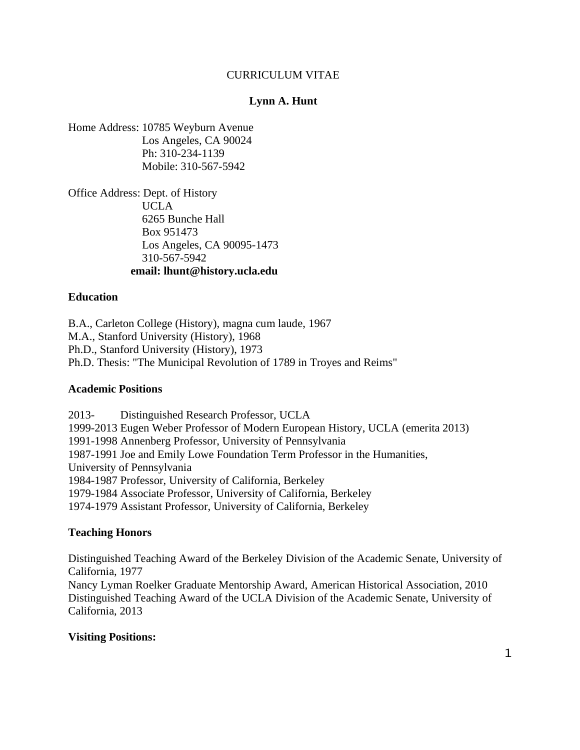CURRICULUM VITAE

**Lynn A. Hunt**

Home Address: 10785 Weyburn Avenue
Los Angeles, CA 90024
Ph: 310-234-1139
Mobile: 310-567-5942

Office Address: Dept. of History
UCLA
6265 Bunche Hall
Box 951473
Los Angeles, CA 90095-1473
310-567-5942
**email: lhunt@history.ucla.edu**

### Education

B.A., Carleton College (History), magna cum laude, 1967
M.A., Stanford University (History), 1968
Ph.D., Stanford University (History), 1973
Ph.D. Thesis: "The Municipal Revolution of 1789 in Troyes and Reims"

### Academic Positions

2013- Distinguished Research Professor, UCLA
1999-2013 Eugen Weber Professor of Modern European History, UCLA (emerita 2013)
1991-1998 Annenberg Professor, University of Pennsylvania
1987-1991 Joe and Emily Lowe Foundation Term Professor in the Humanities, University of Pennsylvania
1984-1987 Professor, University of California, Berkeley
1979-1984 Associate Professor, University of California, Berkeley
1974-1979 Assistant Professor, University of California, Berkeley

### Teaching Honors

Distinguished Teaching Award of the Berkeley Division of the Academic Senate, University of California, 1977
Nancy Lyman Roelker Graduate Mentorship Award, American Historical Association, 2010
Distinguished Teaching Award of the UCLA Division of the Academic Senate, University of California, 2013

### Visiting Positions: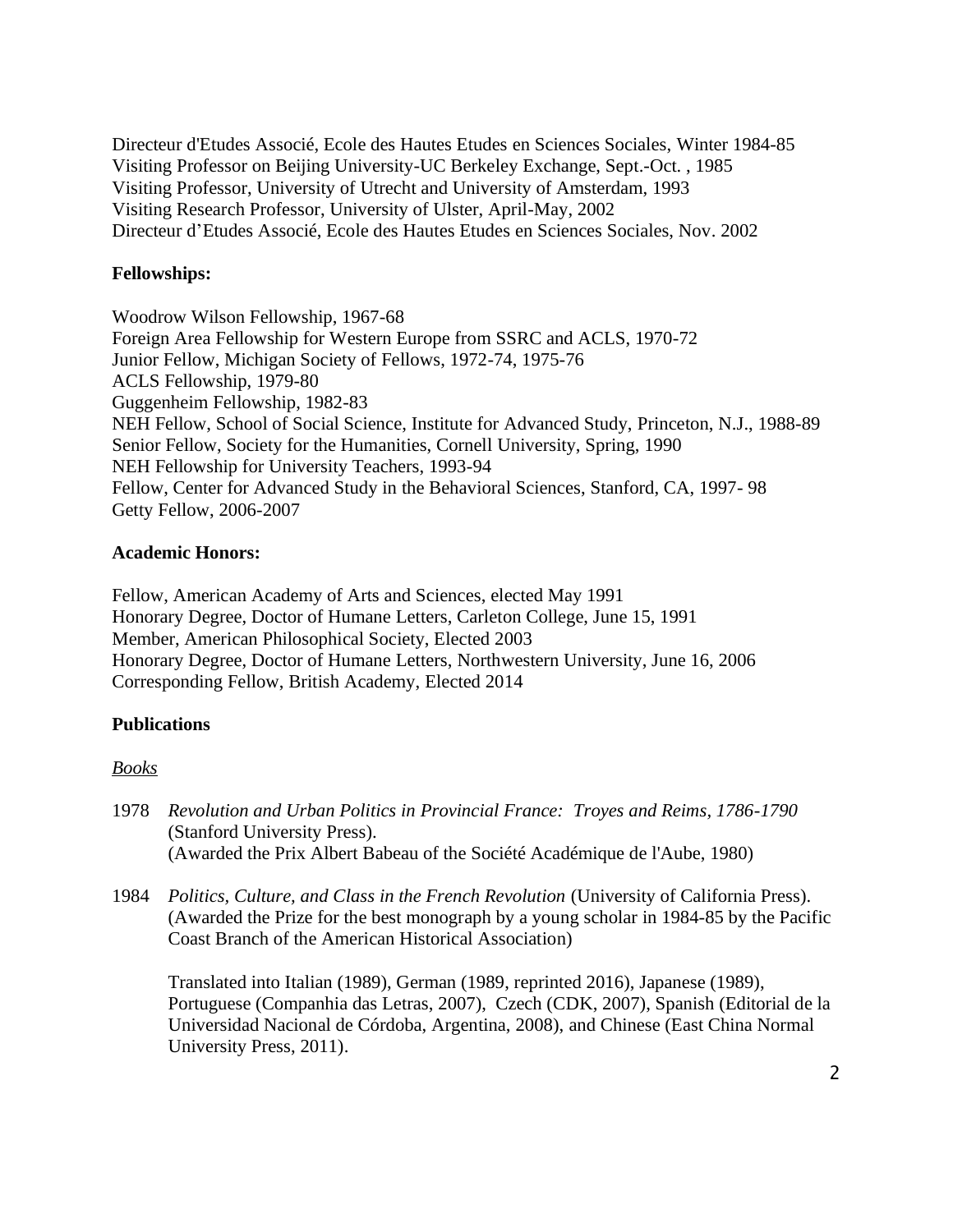Directeur d'Etudes Associé, Ecole des Hautes Etudes en Sciences Sociales, Winter 1984-85
Visiting Professor on Beijing University-UC Berkeley Exchange, Sept.-Oct. , 1985
Visiting Professor, University of Utrecht and University of Amsterdam, 1993
Visiting Research Professor, University of Ulster, April-May, 2002
Directeur d'Etudes Associé, Ecole des Hautes Etudes en Sciences Sociales, Nov. 2002

**Fellowships:**

Woodrow Wilson Fellowship, 1967-68
Foreign Area Fellowship for Western Europe from SSRC and ACLS, 1970-72
Junior Fellow, Michigan Society of Fellows, 1972-74, 1975-76
ACLS Fellowship, 1979-80
Guggenheim Fellowship, 1982-83
NEH Fellow, School of Social Science, Institute for Advanced Study, Princeton, N.J., 1988-89
Senior Fellow, Society for the Humanities, Cornell University, Spring, 1990
NEH Fellowship for University Teachers, 1993-94
Fellow, Center for Advanced Study in the Behavioral Sciences, Stanford, CA, 1997- 98
Getty Fellow, 2006-2007

**Academic Honors:**

Fellow, American Academy of Arts and Sciences, elected May 1991
Honorary Degree, Doctor of Humane Letters, Carleton College, June 15, 1991
Member, American Philosophical Society, Elected 2003
Honorary Degree, Doctor of Humane Letters, Northwestern University, June 16, 2006
Corresponding Fellow, British Academy, Elected 2014

**Publications**

*Books*

1978 *Revolution and Urban Politics in Provincial France: Troyes and Reims, 1786-1790* (Stanford University Press).
(Awarded the Prix Albert Babeau of the Société Académique de l'Aube, 1980)

1984 *Politics, Culture, and Class in the French Revolution* (University of California Press).
(Awarded the Prize for the best monograph by a young scholar in 1984-85 by the Pacific Coast Branch of the American Historical Association)

Translated into Italian (1989), German (1989, reprinted 2016), Japanese (1989), Portuguese (Companhia das Letras, 2007), Czech (CDK, 2007), Spanish (Editorial de la Universidad Nacional de Córdoba, Argentina, 2008), and Chinese (East China Normal University Press, 2011).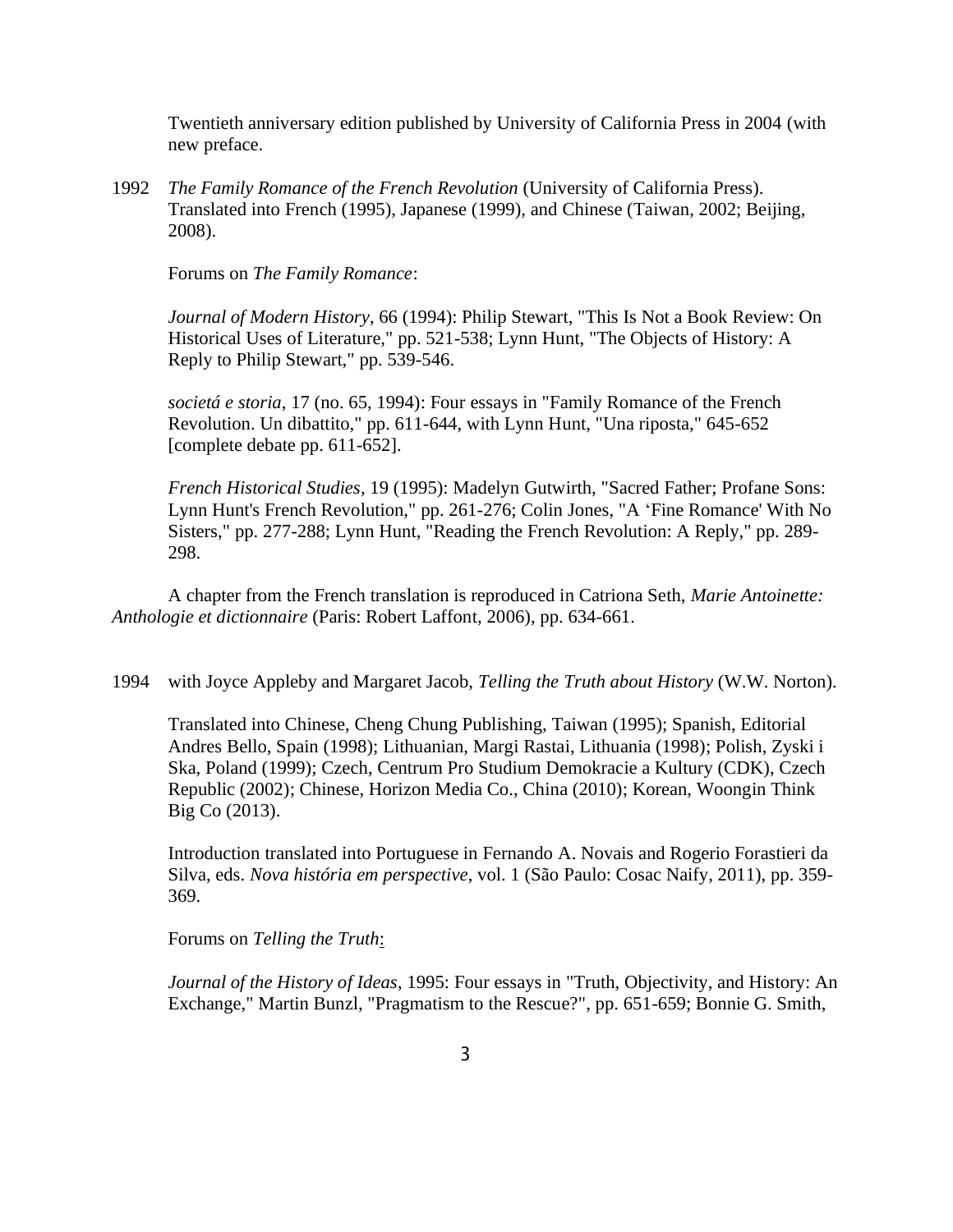Twentieth anniversary edition published by University of California Press in 2004 (with new preface.

1992 *The Family Romance of the French Revolution* (University of California Press). Translated into French (1995), Japanese (1999), and Chinese (Taiwan, 2002; Beijing, 2008).

Forums on *The Family Romance*:

*Journal of Modern History*, 66 (1994): Philip Stewart, "This Is Not a Book Review: On Historical Uses of Literature," pp. 521-538; Lynn Hunt, "The Objects of History: A Reply to Philip Stewart," pp. 539-546.

*societá e storia*, 17 (no. 65, 1994): Four essays in "Family Romance of the French Revolution. Un dibattito," pp. 611-644, with Lynn Hunt, "Una riposta," 645-652 [complete debate pp. 611-652].

*French Historical Studies*, 19 (1995): Madelyn Gutwirth, "Sacred Father; Profane Sons: Lynn Hunt's French Revolution," pp. 261-276; Colin Jones, "A 'Fine Romance' With No Sisters," pp. 277-288; Lynn Hunt, "Reading the French Revolution: A Reply," pp. 289-298.

A chapter from the French translation is reproduced in Catriona Seth, *Marie Antoinette: Anthologie et dictionnaire* (Paris: Robert Laffont, 2006), pp. 634-661.

1994 with Joyce Appleby and Margaret Jacob, *Telling the Truth about History* (W.W. Norton).

Translated into Chinese, Cheng Chung Publishing, Taiwan (1995); Spanish, Editorial Andres Bello, Spain (1998); Lithuanian, Margi Rastai, Lithuania (1998); Polish, Zyski i Ska, Poland (1999); Czech, Centrum Pro Studium Demokracie a Kultury (CDK), Czech Republic (2002); Chinese, Horizon Media Co., China (2010); Korean, Woongin Think Big Co (2013).

Introduction translated into Portuguese in Fernando A. Novais and Rogerio Forastieri da Silva, eds. *Nova história em perspective*, vol. 1 (São Paulo: Cosac Naify, 2011), pp. 359-369.

Forums on *Telling the Truth*:

*Journal of the History of Ideas*, 1995: Four essays in "Truth, Objectivity, and History: An Exchange," Martin Bunzl, "Pragmatism to the Rescue?", pp. 651-659; Bonnie G. Smith,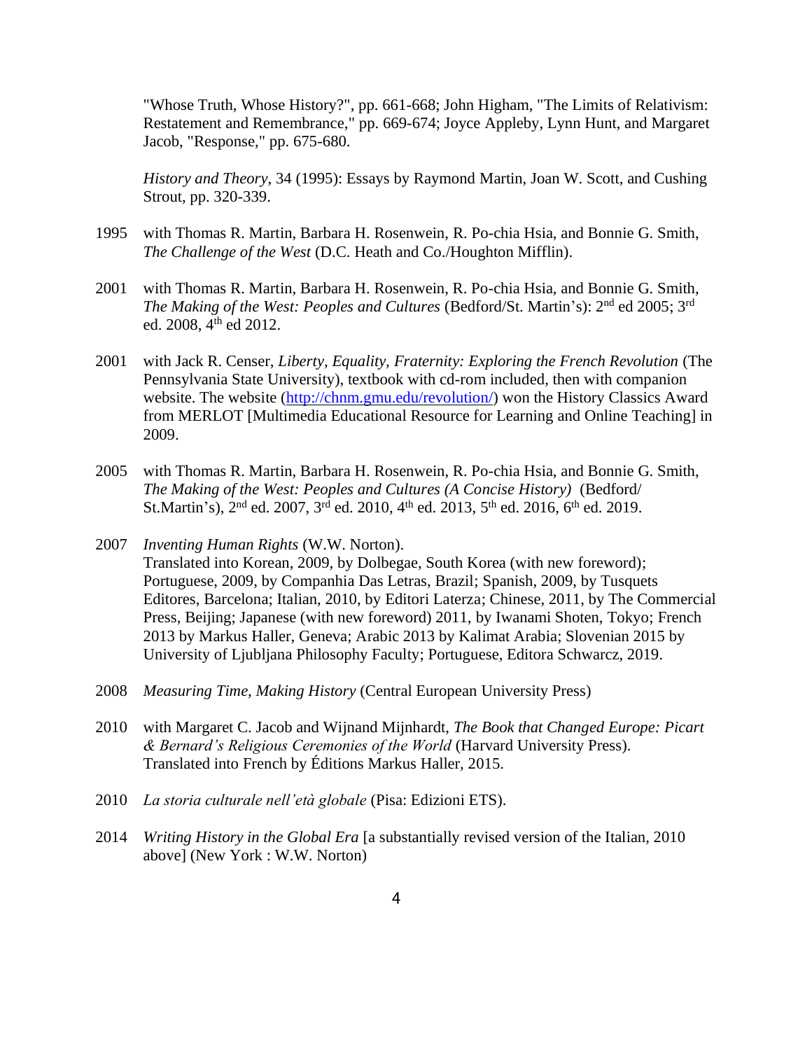"Whose Truth, Whose History?", pp. 661-668; John Higham, "The Limits of Relativism: Restatement and Remembrance," pp. 669-674; Joyce Appleby, Lynn Hunt, and Margaret Jacob, "Response," pp. 675-680.

*History and Theory*, 34 (1995): Essays by Raymond Martin, Joan W. Scott, and Cushing Strout, pp. 320-339.

1995 with Thomas R. Martin, Barbara H. Rosenwein, R. Po-chia Hsia, and Bonnie G. Smith, *The Challenge of the West* (D.C. Heath and Co./Houghton Mifflin).

2001 with Thomas R. Martin, Barbara H. Rosenwein, R. Po-chia Hsia, and Bonnie G. Smith, *The Making of the West: Peoples and Cultures* (Bedford/St. Martin's): 2nd ed 2005; 3rd ed. 2008, 4th ed 2012.

2001 with Jack R. Censer, *Liberty, Equality, Fraternity: Exploring the French Revolution* (The Pennsylvania State University), textbook with cd-rom included, then with companion website. The website (http://chnm.gmu.edu/revolution/) won the History Classics Award from MERLOT [Multimedia Educational Resource for Learning and Online Teaching] in 2009.

2005 with Thomas R. Martin, Barbara H. Rosenwein, R. Po-chia Hsia, and Bonnie G. Smith, *The Making of the West: Peoples and Cultures (A Concise History)* (Bedford/ St.Martin's), 2nd ed. 2007, 3rd ed. 2010, 4th ed. 2013, 5th ed. 2016, 6th ed. 2019.

2007 *Inventing Human Rights* (W.W. Norton).
Translated into Korean, 2009, by Dolbegae, South Korea (with new foreword); Portuguese, 2009, by Companhia Das Letras, Brazil; Spanish, 2009, by Tusquets Editores, Barcelona; Italian, 2010, by Editori Laterza; Chinese, 2011, by The Commercial Press, Beijing; Japanese (with new foreword) 2011, by Iwanami Shoten, Tokyo; French 2013 by Markus Haller, Geneva; Arabic 2013 by Kalimat Arabia; Slovenian 2015 by University of Ljubljana Philosophy Faculty; Portuguese, Editora Schwarcz, 2019.

2008 *Measuring Time, Making History* (Central European University Press)

2010 with Margaret C. Jacob and Wijnand Mijnhardt, *The Book that Changed Europe: Picart & Bernard's Religious Ceremonies of the World* (Harvard University Press).
Translated into French by Éditions Markus Haller, 2015.

2010 *La storia culturale nell'età globale* (Pisa: Edizioni ETS).

2014 *Writing History in the Global Era* [a substantially revised version of the Italian, 2010 above] (New York : W.W. Norton)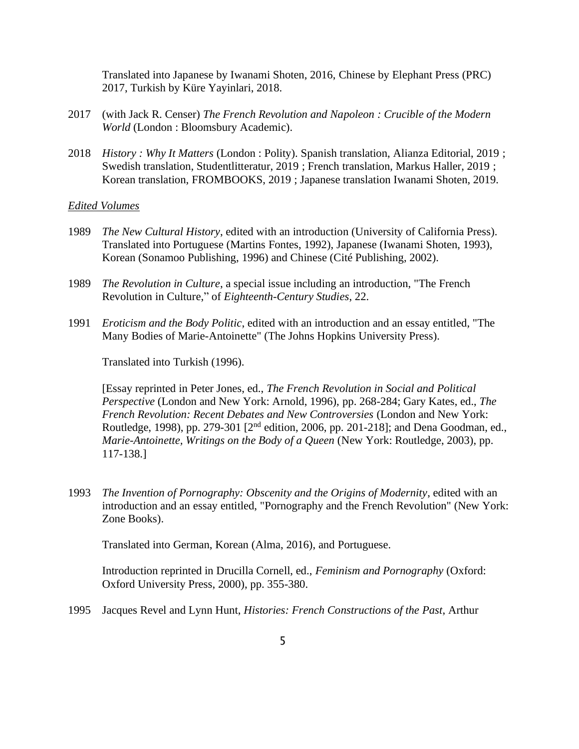Translated into Japanese by Iwanami Shoten, 2016, Chinese by Elephant Press (PRC) 2017, Turkish by Küre Yayinlari, 2018.

2017 (with Jack R. Censer) *The French Revolution and Napoleon : Crucible of the Modern World* (London : Bloomsbury Academic).

2018 *History : Why It Matters* (London : Polity). Spanish translation, Alianza Editorial, 2019 ; Swedish translation, Studentlitteratur, 2019 ; French translation, Markus Haller, 2019 ; Korean translation, FROMBOOKS, 2019 ; Japanese translation Iwanami Shoten, 2019.

<u>*Edited Volumes*</u>

1989 *The New Cultural History*, edited with an introduction (University of California Press). Translated into Portuguese (Martins Fontes, 1992), Japanese (Iwanami Shoten, 1993), Korean (Sonamoo Publishing, 1996) and Chinese (Cité Publishing, 2002).

1989 *The Revolution in Culture*, a special issue including an introduction, "The French Revolution in Culture," of *Eighteenth-Century Studies*, 22.

1991 *Eroticism and the Body Politic*, edited with an introduction and an essay entitled, "The Many Bodies of Marie-Antoinette" (The Johns Hopkins University Press).

Translated into Turkish (1996).

[Essay reprinted in Peter Jones, ed., *The French Revolution in Social and Political Perspective* (London and New York: Arnold, 1996), pp. 268-284; Gary Kates, ed., *The French Revolution: Recent Debates and New Controversies* (London and New York: Routledge, 1998), pp. 279-301 [2nd edition, 2006, pp. 201-218]; and Dena Goodman, ed., *Marie-Antoinette, Writings on the Body of a Queen* (New York: Routledge, 2003), pp. 117-138.]

1993 *The Invention of Pornography: Obscenity and the Origins of Modernity*, edited with an introduction and an essay entitled, "Pornography and the French Revolution" (New York: Zone Books).

Translated into German, Korean (Alma, 2016), and Portuguese.

Introduction reprinted in Drucilla Cornell, ed., *Feminism and Pornography* (Oxford: Oxford University Press, 2000), pp. 355-380.

1995 Jacques Revel and Lynn Hunt, *Histories: French Constructions of the Past*, Arthur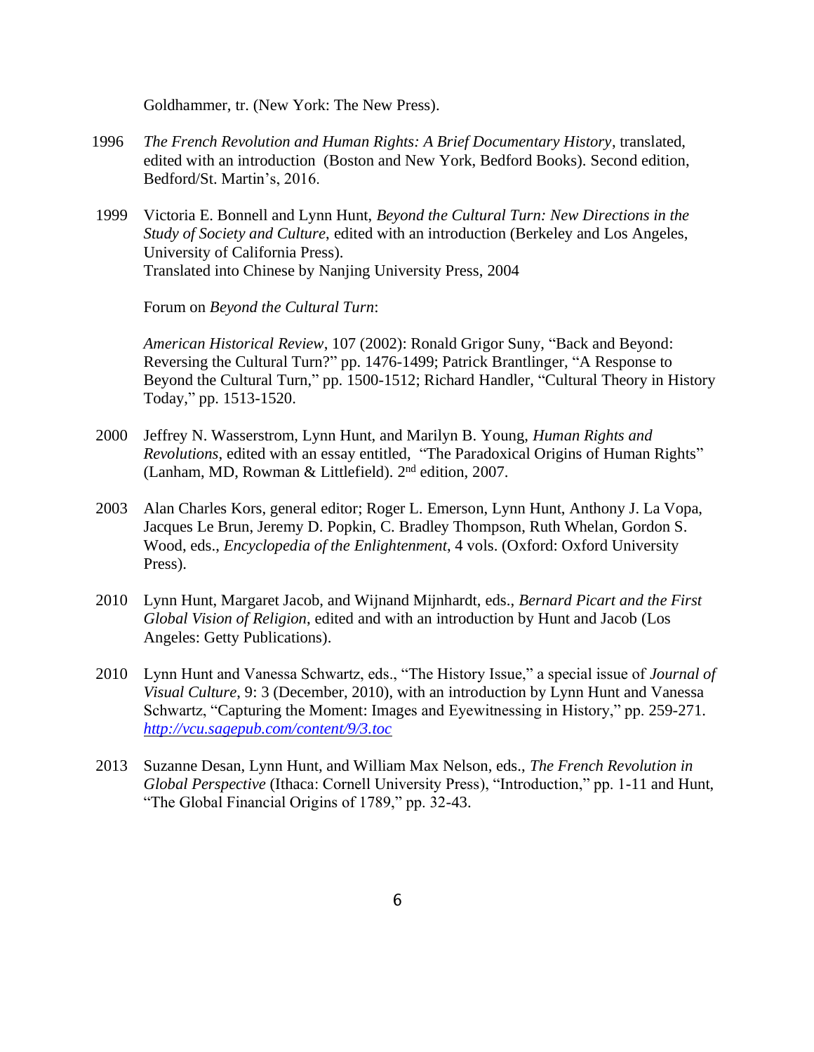Goldhammer, tr. (New York: The New Press).

1996 *The French Revolution and Human Rights: A Brief Documentary History*, translated, edited with an introduction (Boston and New York, Bedford Books). Second edition, Bedford/St. Martin's, 2016.

1999 Victoria E. Bonnell and Lynn Hunt, *Beyond the Cultural Turn: New Directions in the Study of Society and Culture*, edited with an introduction (Berkeley and Los Angeles, University of California Press).
Translated into Chinese by Nanjing University Press, 2004

Forum on *Beyond the Cultural Turn*:

*American Historical Review*, 107 (2002): Ronald Grigor Suny, "Back and Beyond: Reversing the Cultural Turn?" pp. 1476-1499; Patrick Brantlinger, "A Response to Beyond the Cultural Turn," pp. 1500-1512; Richard Handler, "Cultural Theory in History Today," pp. 1513-1520.

2000 Jeffrey N. Wasserstrom, Lynn Hunt, and Marilyn B. Young, *Human Rights and Revolutions*, edited with an essay entitled, "The Paradoxical Origins of Human Rights" (Lanham, MD, Rowman & Littlefield). 2nd edition, 2007.

2003 Alan Charles Kors, general editor; Roger L. Emerson, Lynn Hunt, Anthony J. La Vopa, Jacques Le Brun, Jeremy D. Popkin, C. Bradley Thompson, Ruth Whelan, Gordon S. Wood, eds., *Encyclopedia of the Enlightenment*, 4 vols. (Oxford: Oxford University Press).

2010 Lynn Hunt, Margaret Jacob, and Wijnand Mijnhardt, eds., *Bernard Picart and the First Global Vision of Religion*, edited and with an introduction by Hunt and Jacob (Los Angeles: Getty Publications).

2010 Lynn Hunt and Vanessa Schwartz, eds., "The History Issue," a special issue of *Journal of Visual Culture*, 9: 3 (December, 2010), with an introduction by Lynn Hunt and Vanessa Schwartz, "Capturing the Moment: Images and Eyewitnessing in History," pp. 259-271. http://vcu.sagepub.com/content/9/3.toc

2013 Suzanne Desan, Lynn Hunt, and William Max Nelson, eds., *The French Revolution in Global Perspective* (Ithaca: Cornell University Press), "Introduction," pp. 1-11 and Hunt, "The Global Financial Origins of 1789," pp. 32-43.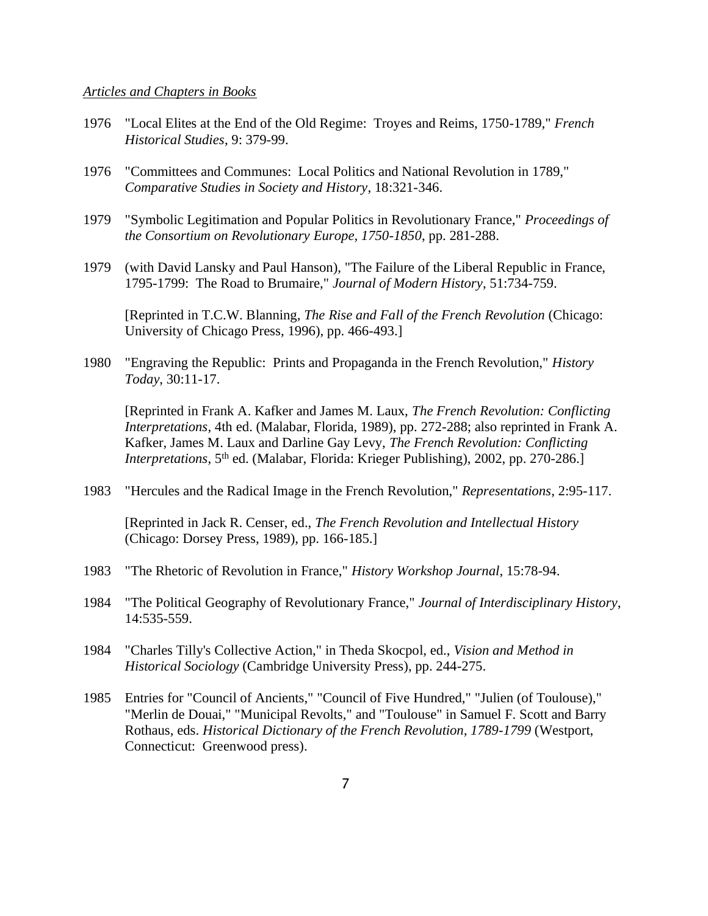*Articles and Chapters in Books*

1976 "Local Elites at the End of the Old Regime: Troyes and Reims, 1750-1789," *French Historical Studies*, 9: 379-99.

1976 "Committees and Communes: Local Politics and National Revolution in 1789," *Comparative Studies in Society and History*, 18:321-346.

1979 "Symbolic Legitimation and Popular Politics in Revolutionary France," *Proceedings of the Consortium on Revolutionary Europe, 1750-1850*, pp. 281-288.

1979 (with David Lansky and Paul Hanson), "The Failure of the Liberal Republic in France, 1795-1799: The Road to Brumaire," *Journal of Modern History*, 51:734-759.

[Reprinted in T.C.W. Blanning, *The Rise and Fall of the French Revolution* (Chicago: University of Chicago Press, 1996), pp. 466-493.]

1980 "Engraving the Republic: Prints and Propaganda in the French Revolution," *History Today*, 30:11-17.

[Reprinted in Frank A. Kafker and James M. Laux, *The French Revolution: Conflicting Interpretations*, 4th ed. (Malabar, Florida, 1989), pp. 272-288; also reprinted in Frank A. Kafker, James M. Laux and Darline Gay Levy, *The French Revolution: Conflicting Interpretations*, 5th ed. (Malabar, Florida: Krieger Publishing), 2002, pp. 270-286.]

1983 "Hercules and the Radical Image in the French Revolution," *Representations*, 2:95-117.

[Reprinted in Jack R. Censer, ed., *The French Revolution and Intellectual History* (Chicago: Dorsey Press, 1989), pp. 166-185.]

1983 "The Rhetoric of Revolution in France," *History Workshop Journal*, 15:78-94.

1984 "The Political Geography of Revolutionary France," *Journal of Interdisciplinary History*, 14:535-559.

1984 "Charles Tilly's Collective Action," in Theda Skocpol, ed., *Vision and Method in Historical Sociology* (Cambridge University Press), pp. 244-275.

1985 Entries for "Council of Ancients," "Council of Five Hundred," "Julien (of Toulouse)," "Merlin de Douai," "Municipal Revolts," and "Toulouse" in Samuel F. Scott and Barry Rothaus, eds. *Historical Dictionary of the French Revolution, 1789-1799* (Westport, Connecticut: Greenwood press).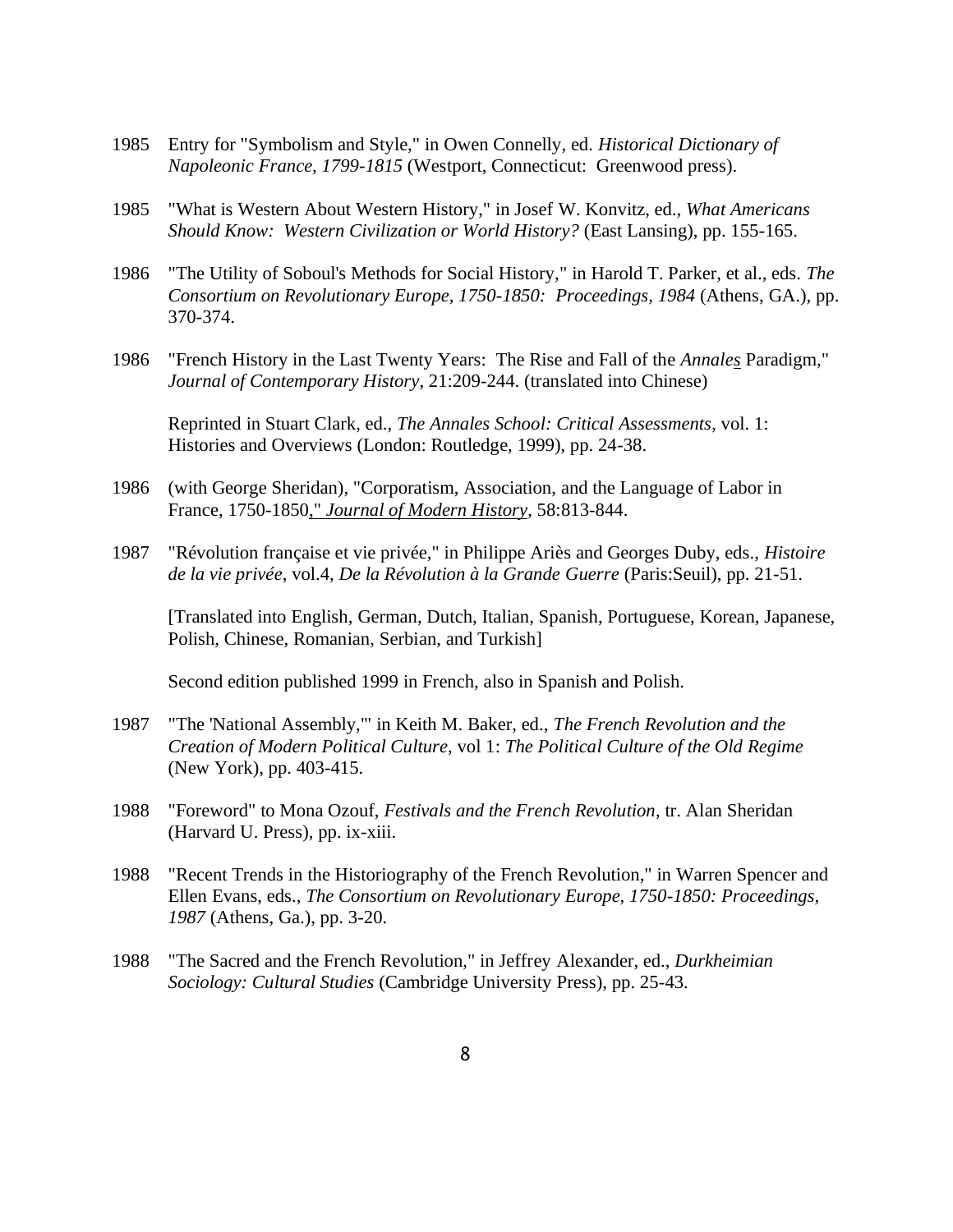1985 Entry for "Symbolism and Style," in Owen Connelly, ed. *Historical Dictionary of Napoleonic France, 1799-1815* (Westport, Connecticut: Greenwood press).

1985 "What is Western About Western History," in Josef W. Konvitz, ed., *What Americans Should Know: Western Civilization or World History?* (East Lansing), pp. 155-165.

1986 "The Utility of Soboul's Methods for Social History," in Harold T. Parker, et al., eds. *The Consortium on Revolutionary Europe, 1750-1850: Proceedings, 1984* (Athens, GA.), pp. 370-374.

1986 "French History in the Last Twenty Years: The Rise and Fall of the *Annales* Paradigm," *Journal of Contemporary History*, 21:209-244. (translated into Chinese)

Reprinted in Stuart Clark, ed., *The Annales School: Critical Assessments*, vol. 1: Histories and Overviews (London: Routledge, 1999), pp. 24-38.

1986 (with George Sheridan), "Corporatism, Association, and the Language of Labor in France, 1750-1850," *Journal of Modern History*, 58:813-844.

1987 "Révolution française et vie privée," in Philippe Ariès and Georges Duby, eds., *Histoire de la vie privée*, vol.4, *De la Révolution à la Grande Guerre* (Paris:Seuil), pp. 21-51.

[Translated into English, German, Dutch, Italian, Spanish, Portuguese, Korean, Japanese, Polish, Chinese, Romanian, Serbian, and Turkish]

Second edition published 1999 in French, also in Spanish and Polish.

1987 "The 'National Assembly,'" in Keith M. Baker, ed., *The French Revolution and the Creation of Modern Political Culture*, vol 1: *The Political Culture of the Old Regime* (New York), pp. 403-415.

1988 "Foreword" to Mona Ozouf, *Festivals and the French Revolution*, tr. Alan Sheridan (Harvard U. Press), pp. ix-xiii.

1988 "Recent Trends in the Historiography of the French Revolution," in Warren Spencer and Ellen Evans, eds., *The Consortium on Revolutionary Europe, 1750-1850: Proceedings, 1987* (Athens, Ga.), pp. 3-20.

1988 "The Sacred and the French Revolution," in Jeffrey Alexander, ed., *Durkheimian Sociology: Cultural Studies* (Cambridge University Press), pp. 25-43.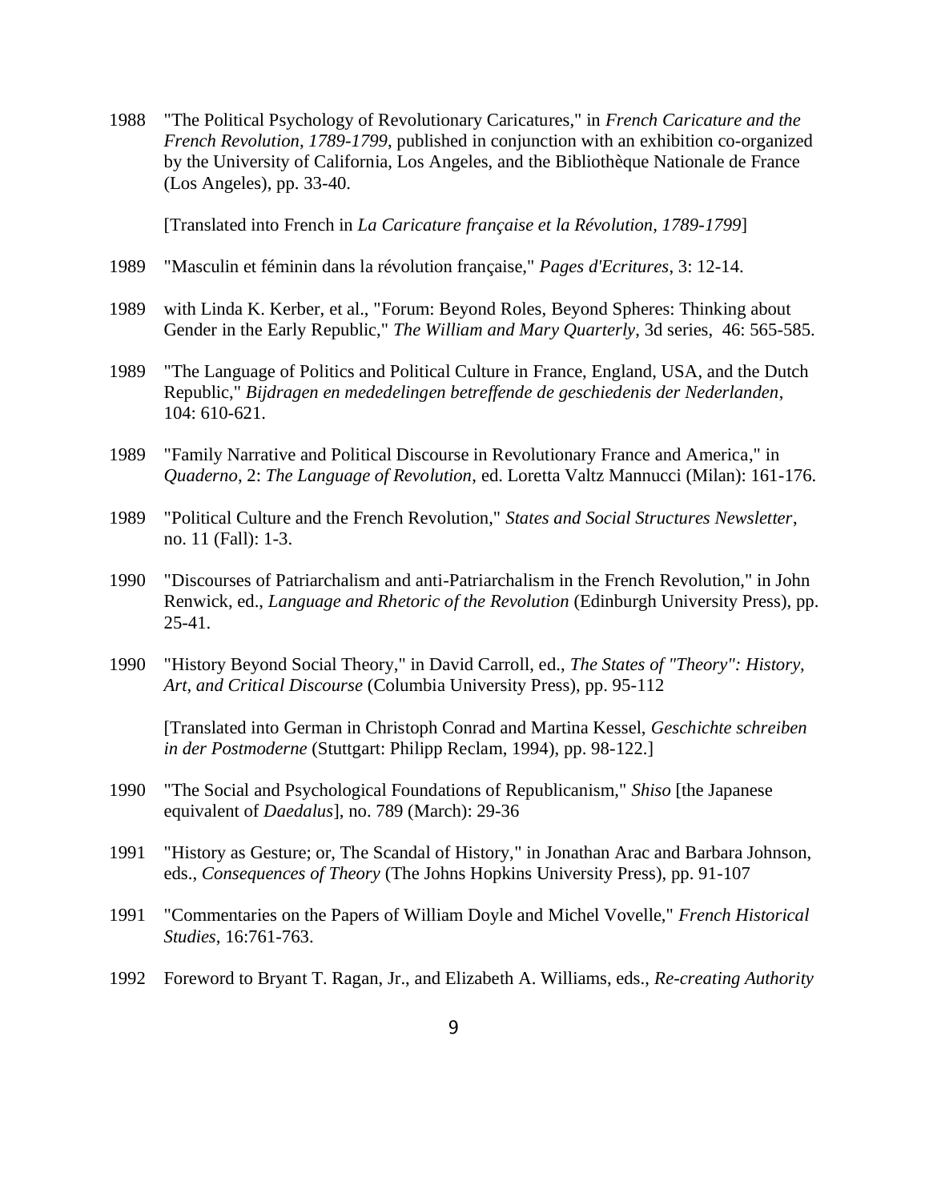1988 "The Political Psychology of Revolutionary Caricatures," in *French Caricature and the French Revolution, 1789-1799*, published in conjunction with an exhibition co-organized by the University of California, Los Angeles, and the Bibliothèque Nationale de France (Los Angeles), pp. 33-40.

[Translated into French in *La Caricature française et la Révolution, 1789-1799*]

1989 "Masculin et féminin dans la révolution française," *Pages d'Ecritures*, 3: 12-14.

1989 with Linda K. Kerber, et al., "Forum: Beyond Roles, Beyond Spheres: Thinking about Gender in the Early Republic," *The William and Mary Quarterly*, 3d series, 46: 565-585.

1989 "The Language of Politics and Political Culture in France, England, USA, and the Dutch Republic," *Bijdragen en mededelingen betreffende de geschiedenis der Nederlanden*, 104: 610-621.

1989 "Family Narrative and Political Discourse in Revolutionary France and America," in *Quaderno*, 2: *The Language of Revolution*, ed. Loretta Valtz Mannucci (Milan): 161-176.

1989 "Political Culture and the French Revolution," *States and Social Structures Newsletter*, no. 11 (Fall): 1-3.

1990 "Discourses of Patriarchalism and anti-Patriarchalism in the French Revolution," in John Renwick, ed., *Language and Rhetoric of the Revolution* (Edinburgh University Press), pp. 25-41.

1990 "History Beyond Social Theory," in David Carroll, ed., *The States of "Theory": History, Art, and Critical Discourse* (Columbia University Press), pp. 95-112

[Translated into German in Christoph Conrad and Martina Kessel, *Geschichte schreiben in der Postmoderne* (Stuttgart: Philipp Reclam, 1994), pp. 98-122.]

1990 "The Social and Psychological Foundations of Republicanism," *Shiso* [the Japanese equivalent of *Daedalus*], no. 789 (March): 29-36

1991 "History as Gesture; or, The Scandal of History," in Jonathan Arac and Barbara Johnson, eds., *Consequences of Theory* (The Johns Hopkins University Press), pp. 91-107

1991 "Commentaries on the Papers of William Doyle and Michel Vovelle," *French Historical Studies*, 16:761-763.

1992 Foreword to Bryant T. Ragan, Jr., and Elizabeth A. Williams, eds., *Re-creating Authority*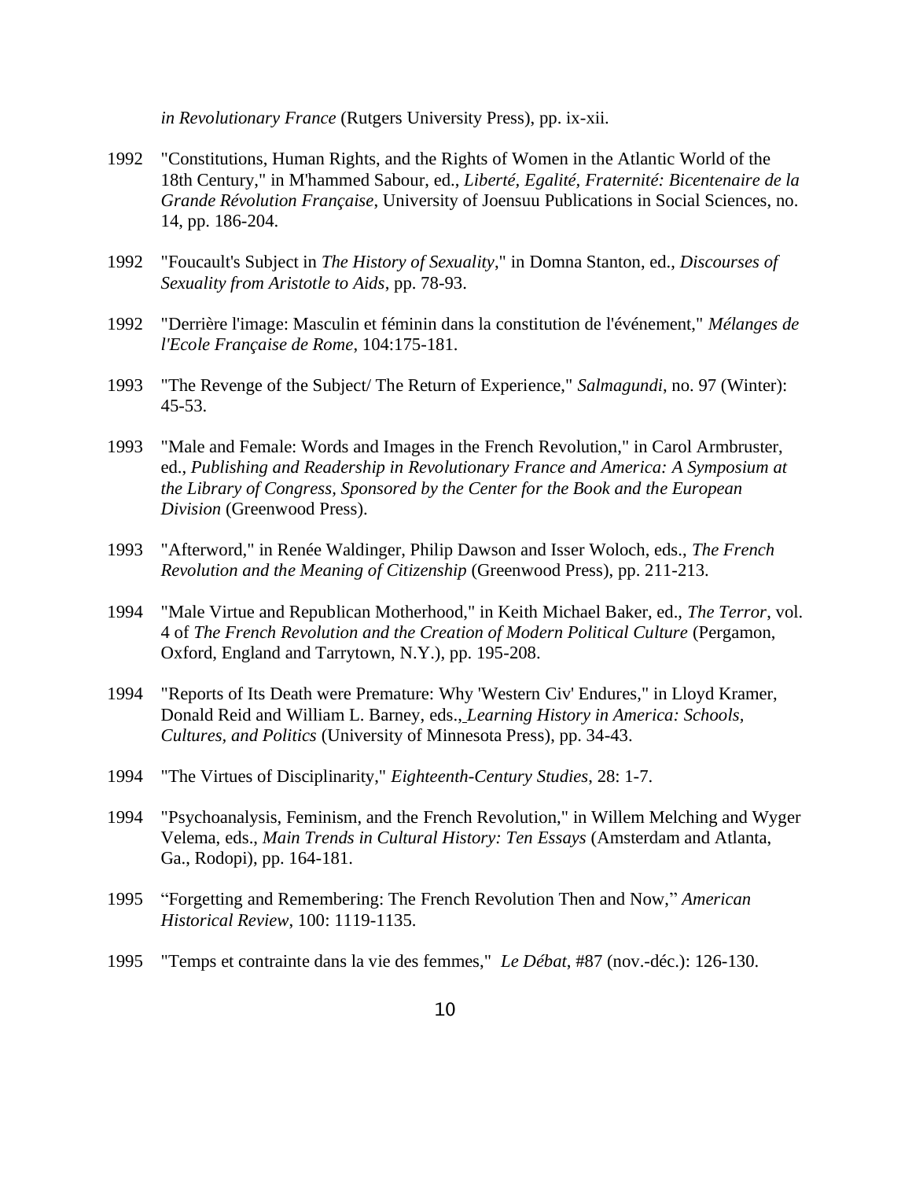*in Revolutionary France* (Rutgers University Press), pp. ix-xii.

1992 "Constitutions, Human Rights, and the Rights of Women in the Atlantic World of the 18th Century," in M'hammed Sabour, ed., *Liberté, Egalité, Fraternité: Bicentenaire de la Grande Révolution Française*, University of Joensuu Publications in Social Sciences, no. 14, pp. 186-204.

1992 "Foucault's Subject in *The History of Sexuality*," in Domna Stanton, ed., *Discourses of Sexuality from Aristotle to Aids*, pp. 78-93.

1992 "Derrière l'image: Masculin et féminin dans la constitution de l'événement," *Mélanges de l'Ecole Française de Rome*, 104:175-181.

1993 "The Revenge of the Subject/ The Return of Experience," *Salmagundi*, no. 97 (Winter): 45-53.

1993 "Male and Female: Words and Images in the French Revolution," in Carol Armbruster, ed., *Publishing and Readership in Revolutionary France and America: A Symposium at the Library of Congress, Sponsored by the Center for the Book and the European Division* (Greenwood Press).

1993 "Afterword," in Renée Waldinger, Philip Dawson and Isser Woloch, eds., *The French Revolution and the Meaning of Citizenship* (Greenwood Press), pp. 211-213.

1994 "Male Virtue and Republican Motherhood," in Keith Michael Baker, ed., *The Terror*, vol. 4 of *The French Revolution and the Creation of Modern Political Culture* (Pergamon, Oxford, England and Tarrytown, N.Y.), pp. 195-208.

1994 "Reports of Its Death were Premature: Why 'Western Civ' Endures," in Lloyd Kramer, Donald Reid and William L. Barney, eds., *Learning History in America: Schools, Cultures, and Politics* (University of Minnesota Press), pp. 34-43.

1994 "The Virtues of Disciplinarity," *Eighteenth-Century Studies*, 28: 1-7.

1994 "Psychoanalysis, Feminism, and the French Revolution," in Willem Melching and Wyger Velema, eds., *Main Trends in Cultural History: Ten Essays* (Amsterdam and Atlanta, Ga., Rodopi), pp. 164-181.

1995 "Forgetting and Remembering: The French Revolution Then and Now," *American Historical Review*, 100: 1119-1135.

1995 "Temps et contrainte dans la vie des femmes," *Le Débat*, #87 (nov.-déc.): 126-130.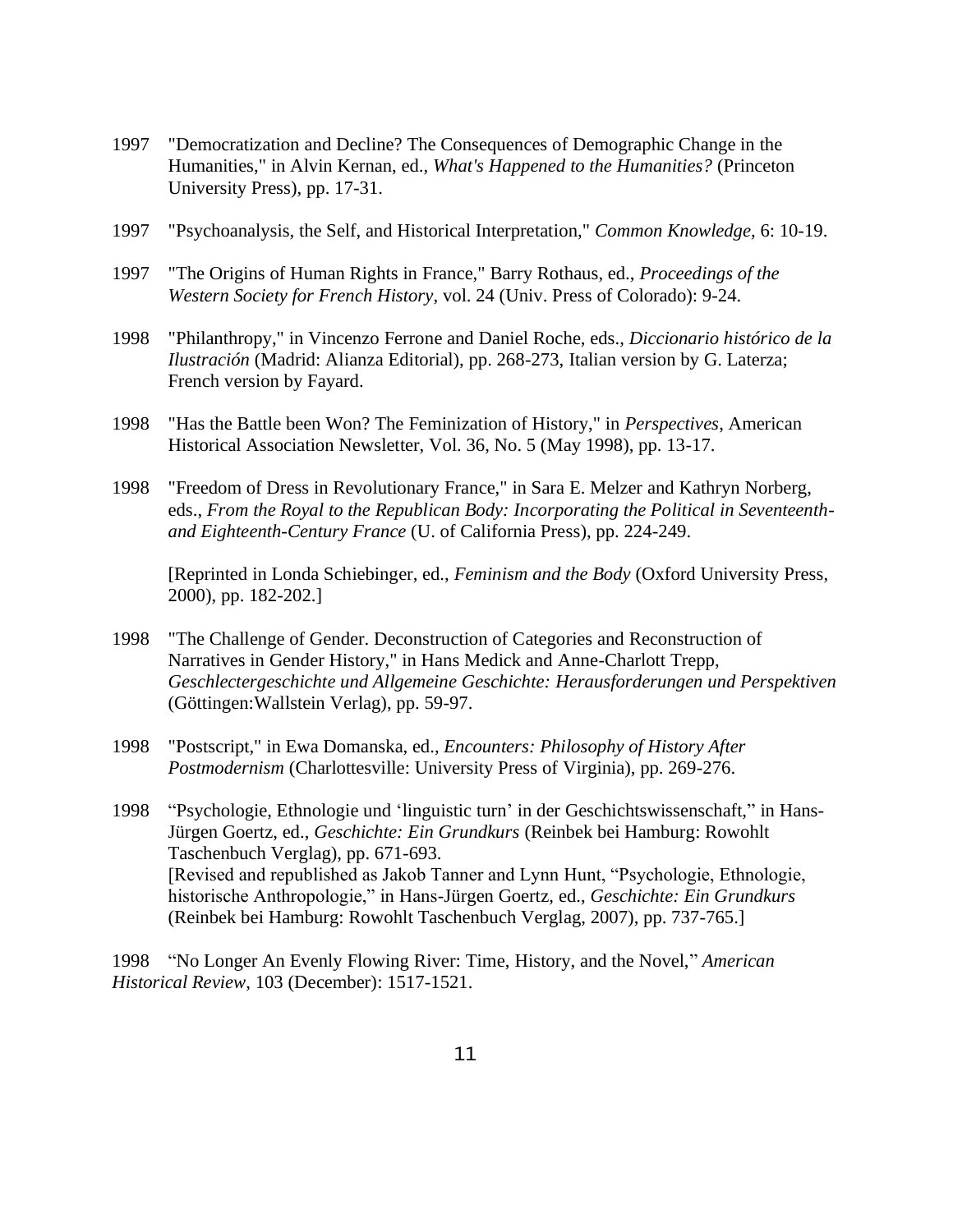1997 "Democratization and Decline? The Consequences of Demographic Change in the Humanities," in Alvin Kernan, ed., *What's Happened to the Humanities?* (Princeton University Press), pp. 17-31.

1997 "Psychoanalysis, the Self, and Historical Interpretation," *Common Knowledge*, 6: 10-19.

1997 "The Origins of Human Rights in France," Barry Rothaus, ed., *Proceedings of the Western Society for French History*, vol. 24 (Univ. Press of Colorado): 9-24.

1998 "Philanthropy," in Vincenzo Ferrone and Daniel Roche, eds., *Diccionario histórico de la Ilustración* (Madrid: Alianza Editorial), pp. 268-273, Italian version by G. Laterza; French version by Fayard.

1998 "Has the Battle been Won? The Feminization of History," in *Perspectives*, American Historical Association Newsletter, Vol. 36, No. 5 (May 1998), pp. 13-17.

1998 "Freedom of Dress in Revolutionary France," in Sara E. Melzer and Kathryn Norberg, eds., *From the Royal to the Republican Body: Incorporating the Political in Seventeenth- and Eighteenth-Century France* (U. of California Press), pp. 224-249.

[Reprinted in Londa Schiebinger, ed., *Feminism and the Body* (Oxford University Press, 2000), pp. 182-202.]

1998 "The Challenge of Gender. Deconstruction of Categories and Reconstruction of Narratives in Gender History," in Hans Medick and Anne-Charlott Trepp, *Geschlectergeschichte und Allgemeine Geschichte: Herausforderungen und Perspektiven* (Göttingen:Wallstein Verlag), pp. 59-97.

1998 "Postscript," in Ewa Domanska, ed., *Encounters: Philosophy of History After Postmodernism* (Charlottesville: University Press of Virginia), pp. 269-276.

1998 "Psychologie, Ethnologie und 'linguistic turn' in der Geschichtswissenschaft," in Hans-Jürgen Goertz, ed., *Geschichte: Ein Grundkurs* (Reinbek bei Hamburg: Rowohlt Taschenbuch Verglag), pp. 671-693.
[Revised and republished as Jakob Tanner and Lynn Hunt, "Psychologie, Ethnologie, historische Anthropologie," in Hans-Jürgen Goertz, ed., *Geschichte: Ein Grundkurs* (Reinbek bei Hamburg: Rowohlt Taschenbuch Verglag, 2007), pp. 737-765.]

1998 "No Longer An Evenly Flowing River: Time, History, and the Novel," *American Historical Review*, 103 (December): 1517-1521.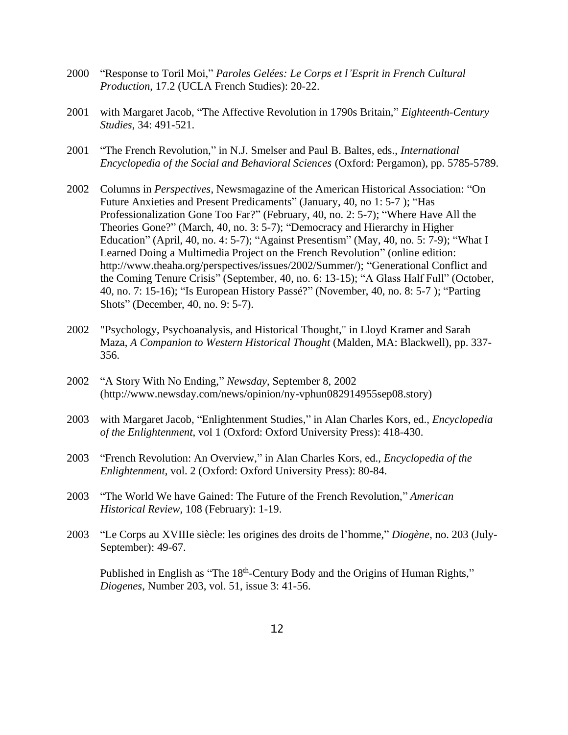2000 "Response to Toril Moi," *Paroles Gelées: Le Corps et l'Esprit in French Cultural Production*, 17.2 (UCLA French Studies): 20-22.

2001 with Margaret Jacob, "The Affective Revolution in 1790s Britain," *Eighteenth-Century Studies*, 34: 491-521.

2001 "The French Revolution," in N.J. Smelser and Paul B. Baltes, eds., *International Encyclopedia of the Social and Behavioral Sciences* (Oxford: Pergamon), pp. 5785-5789.

2002 Columns in *Perspectives*, Newsmagazine of the American Historical Association: "On Future Anxieties and Present Predicaments" (January, 40, no 1: 5-7 ); "Has Professionalization Gone Too Far?" (February, 40, no. 2: 5-7); "Where Have All the Theories Gone?" (March, 40, no. 3: 5-7); "Democracy and Hierarchy in Higher Education" (April, 40, no. 4: 5-7); "Against Presentism" (May, 40, no. 5: 7-9); "What I Learned Doing a Multimedia Project on the French Revolution" (online edition: http://www.theaha.org/perspectives/issues/2002/Summer/); "Generational Conflict and the Coming Tenure Crisis" (September, 40, no. 6: 13-15); "A Glass Half Full" (October, 40, no. 7: 15-16); "Is European History Passé?" (November, 40, no. 8: 5-7 ); "Parting Shots" (December, 40, no. 9: 5-7).

2002 "Psychology, Psychoanalysis, and Historical Thought," in Lloyd Kramer and Sarah Maza, *A Companion to Western Historical Thought* (Malden, MA: Blackwell), pp. 337-356.

2002 "A Story With No Ending," *Newsday*, September 8, 2002 (http://www.newsday.com/news/opinion/ny-vphun082914955sep08.story)

2003 with Margaret Jacob, "Enlightenment Studies," in Alan Charles Kors, ed., *Encyclopedia of the Enlightenment*, vol 1 (Oxford: Oxford University Press): 418-430.

2003 "French Revolution: An Overview," in Alan Charles Kors, ed., *Encyclopedia of the Enlightenment*, vol. 2 (Oxford: Oxford University Press): 80-84.

2003 "The World We have Gained: The Future of the French Revolution," *American Historical Review*, 108 (February): 1-19.

2003 "Le Corps au XVIIIe siècle: les origines des droits de l'homme," *Diogène*, no. 203 (July-September): 49-67.

Published in English as "The 18th-Century Body and the Origins of Human Rights," *Diogenes*, Number 203, vol. 51, issue 3: 41-56.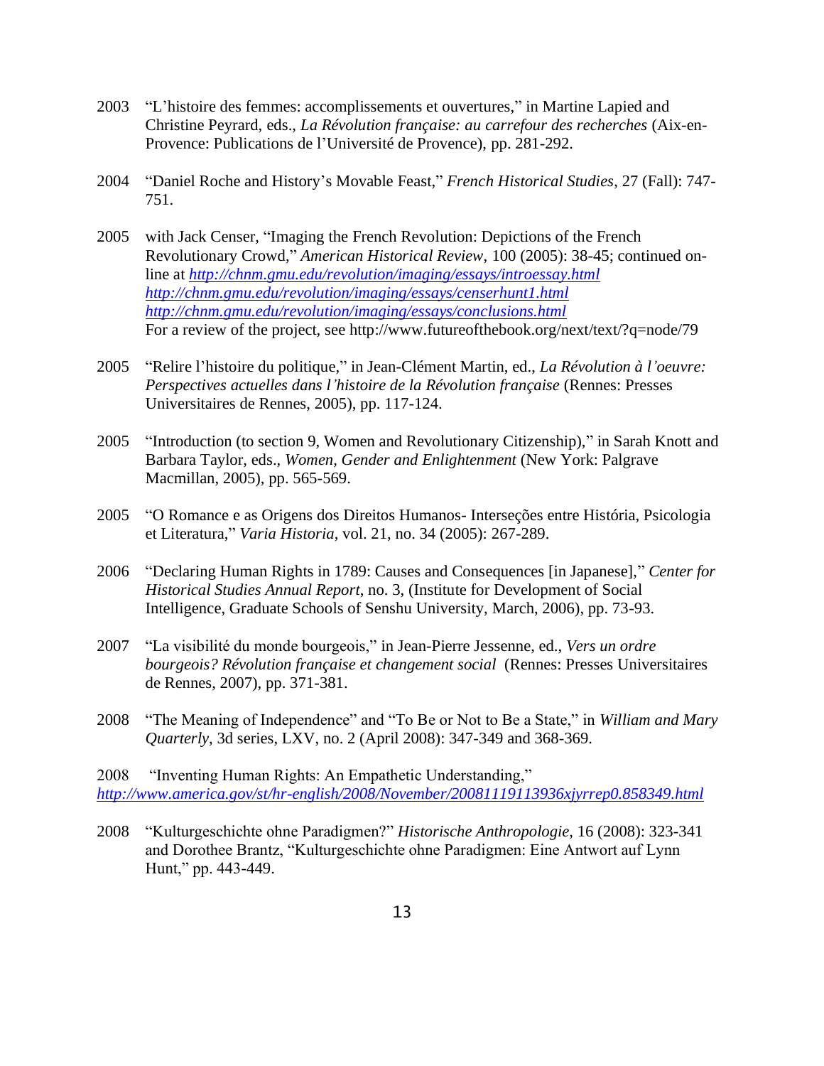2003 "L'histoire des femmes: accomplissements et ouvertures," in Martine Lapied and Christine Peyrard, eds., *La Révolution française: au carrefour des recherches* (Aix-en-Provence: Publications de l'Université de Provence), pp. 281-292.

2004 "Daniel Roche and History's Movable Feast," *French Historical Studies*, 27 (Fall): 747-751.

2005 with Jack Censer, "Imaging the French Revolution: Depictions of the French Revolutionary Crowd," *American Historical Review*, 100 (2005): 38-45; continued on-line at *http://chnm.gmu.edu/revolution/imaging/essays/introessay.html* *http://chnm.gmu.edu/revolution/imaging/essays/censerhunt1.html* *http://chnm.gmu.edu/revolution/imaging/essays/conclusions.html*
For a review of the project, see http://www.futureofthebook.org/next/text/?q=node/79

2005 "Relire l'histoire du politique," in Jean-Clément Martin, ed., *La Révolution à l'oeuvre: Perspectives actuelles dans l'histoire de la Révolution française* (Rennes: Presses Universitaires de Rennes, 2005), pp. 117-124.

2005 "Introduction (to section 9, Women and Revolutionary Citizenship)," in Sarah Knott and Barbara Taylor, eds., *Women, Gender and Enlightenment* (New York: Palgrave Macmillan, 2005), pp. 565-569.

2005 "O Romance e as Origens dos Direitos Humanos- Interseções entre História, Psicologia et Literatura," *Varia Historia*, vol. 21, no. 34 (2005): 267-289.

2006 "Declaring Human Rights in 1789: Causes and Consequences [in Japanese]," *Center for Historical Studies Annual Report*, no. 3, (Institute for Development of Social Intelligence, Graduate Schools of Senshu University, March, 2006), pp. 73-93.

2007 "La visibilité du monde bourgeois," in Jean-Pierre Jessenne, ed., *Vers un ordre bourgeois? Révolution française et changement social* (Rennes: Presses Universitaires de Rennes, 2007), pp. 371-381.

2008 "The Meaning of Independence" and "To Be or Not to Be a State," in *William and Mary Quarterly*, 3d series, LXV, no. 2 (April 2008): 347-349 and 368-369.

2008 "Inventing Human Rights: An Empathetic Understanding," *http://www.america.gov/st/hr-english/2008/November/20081119113936xjyrrep0.858349.html*

2008 "Kulturgeschichte ohne Paradigmen?" *Historische Anthropologie*, 16 (2008): 323-341 and Dorothee Brantz, "Kulturgeschichte ohne Paradigmen: Eine Antwort auf Lynn Hunt," pp. 443-449.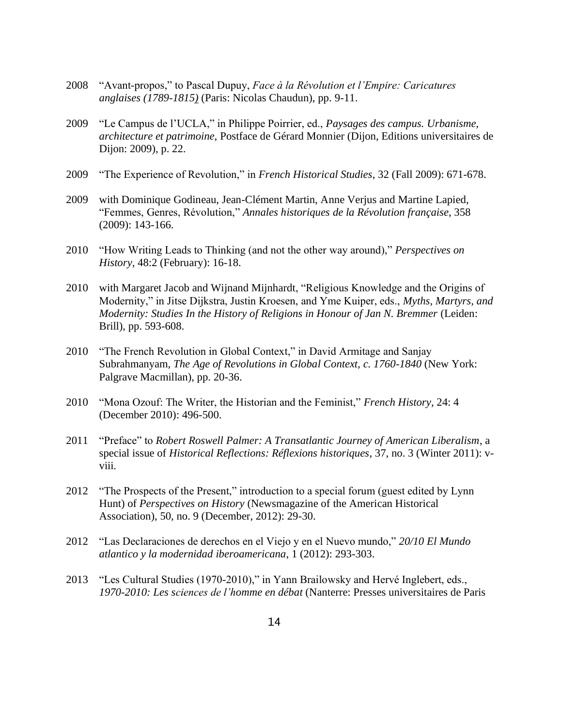2008 "Avant-propos," to Pascal Dupuy, *Face à la Révolution et l'Empire: Caricatures anglaises (1789-1815)* (Paris: Nicolas Chaudun), pp. 9-11.

2009 "Le Campus de l'UCLA," in Philippe Poirrier, ed., *Paysages des campus. Urbanisme, architecture et patrimoine,* Postface de Gérard Monnier (Dijon, Editions universitaires de Dijon: 2009), p. 22.

2009 "The Experience of Revolution," in *French Historical Studies*, 32 (Fall 2009): 671-678.

2009 with Dominique Godineau, Jean-Clément Martin, Anne Verjus and Martine Lapied, "Femmes, Genres, Révolution," *Annales historiques de la Révolution française*, 358 (2009): 143-166.

2010 "How Writing Leads to Thinking (and not the other way around)," *Perspectives on History*, 48:2 (February): 16-18.

2010 with Margaret Jacob and Wijnand Mijnhardt, "Religious Knowledge and the Origins of Modernity," in Jitse Dijkstra, Justin Kroesen, and Yme Kuiper, eds., *Myths, Martyrs, and Modernity: Studies In the History of Religions in Honour of Jan N. Bremmer* (Leiden: Brill), pp. 593-608.

2010 "The French Revolution in Global Context," in David Armitage and Sanjay Subrahmanyam, *The Age of Revolutions in Global Context, c. 1760-1840* (New York: Palgrave Macmillan), pp. 20-36.

2010 "Mona Ozouf: The Writer, the Historian and the Feminist," *French History*, 24: 4 (December 2010): 496-500.

2011 "Preface" to *Robert Roswell Palmer: A Transatlantic Journey of American Liberalism*, a special issue of *Historical Reflections: Réflexions historiques*, 37, no. 3 (Winter 2011): v-viii.

2012 "The Prospects of the Present," introduction to a special forum (guest edited by Lynn Hunt) of *Perspectives on History* (Newsmagazine of the American Historical Association), 50, no. 9 (December, 2012): 29-30.

2012 "Las Declaraciones de derechos en el Viejo y en el Nuevo mundo," *20/10 El Mundo atlantico y la modernidad iberoamericana*, 1 (2012): 293-303.

2013 "Les Cultural Studies (1970-2010)," in Yann Brailowsky and Hervé Inglebert, eds., *1970-2010: Les sciences de l'homme en débat* (Nanterre: Presses universitaires de Paris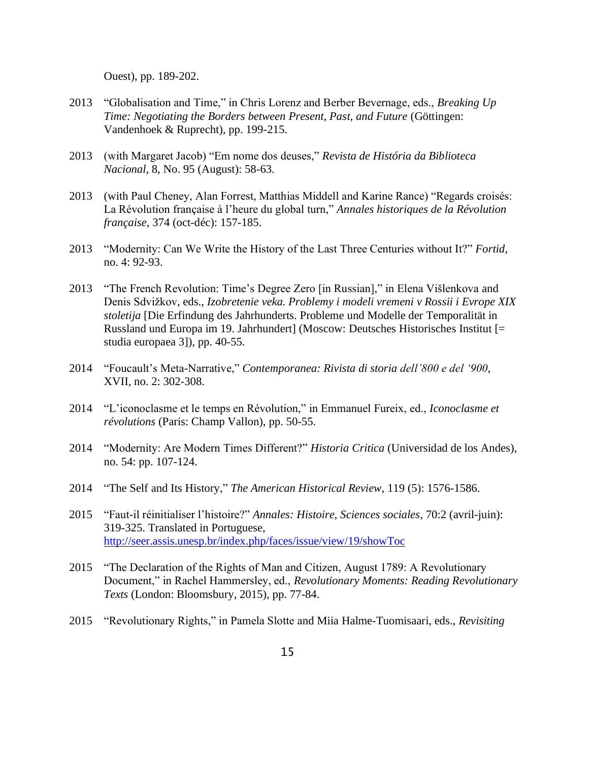Ouest), pp. 189-202.

2013 "Globalisation and Time," in Chris Lorenz and Berber Bevernage, eds., *Breaking Up Time: Negotiating the Borders between Present, Past, and Future* (Göttingen: Vandenhoek & Ruprecht), pp. 199-215.

2013 (with Margaret Jacob) "Em nome dos deuses," *Revista de História da Biblioteca Nacional*, 8, No. 95 (August): 58-63.

2013 (with Paul Cheney, Alan Forrest, Matthias Middell and Karine Rance) "Regards croisés: La Révolution française à l'heure du global turn," *Annales historiques de la Révolution française*, 374 (oct-déc): 157-185.

2013 "Modernity: Can We Write the History of the Last Three Centuries without It?" *Fortid*, no. 4: 92-93.

2013 "The French Revolution: Time's Degree Zero [in Russian]," in Elena Višlenkova and Denis Sdvižkov, eds., *Izobretenie veka. Problemy i modeli vremeni v Rossii i Evrope XIX stoletija* [Die Erfindung des Jahrhunderts. Probleme und Modelle der Temporalität in Russland und Europa im 19. Jahrhundert] (Moscow: Deutsches Historisches Institut [= studia europaea 3]), pp. 40-55.

2014 "Foucault's Meta-Narrative," *Contemporanea: Rivista di storia dell'800 e del '900*, XVII, no. 2: 302-308.

2014 "L'iconoclasme et le temps en Révolution," in Emmanuel Fureix, ed., *Iconoclasme et révolutions* (Paris: Champ Vallon), pp. 50-55.

2014 "Modernity: Are Modern Times Different?" *Historia Critica* (Universidad de los Andes), no. 54: pp. 107-124.

2014 "The Self and Its History," *The American Historical Review*, 119 (5): 1576-1586.

2015 "Faut-il réinitialiser l'histoire?" *Annales: Histoire, Sciences sociales*, 70:2 (avril-juin): 319-325. Translated in Portuguese, http://seer.assis.unesp.br/index.php/faces/issue/view/19/showToc

2015 "The Declaration of the Rights of Man and Citizen, August 1789: A Revolutionary Document," in Rachel Hammersley, ed., *Revolutionary Moments: Reading Revolutionary Texts* (London: Bloomsbury, 2015), pp. 77-84.

2015 "Revolutionary Rights," in Pamela Slotte and Miia Halme-Tuomisaari, eds., *Revisiting*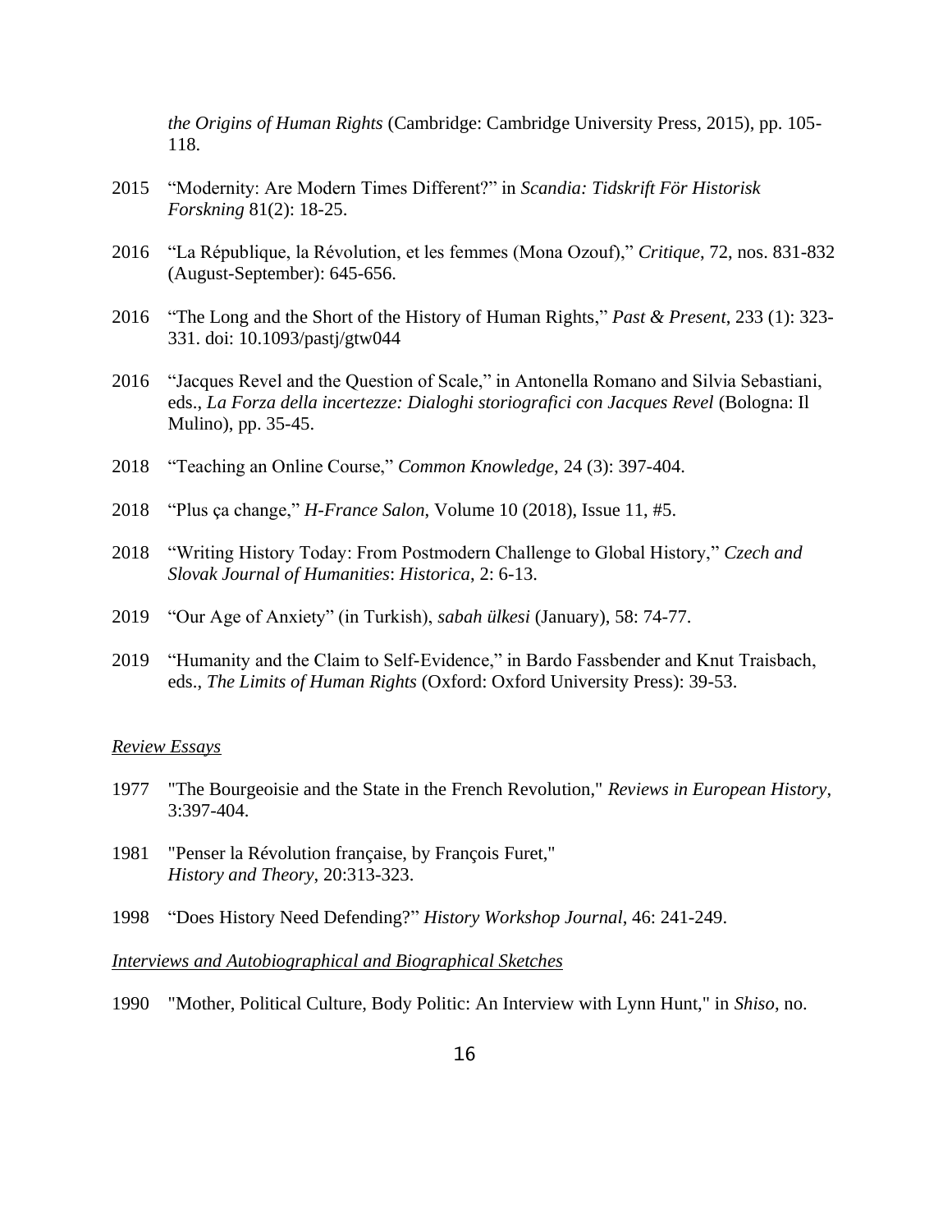*the Origins of Human Rights* (Cambridge: Cambridge University Press, 2015), pp. 105-118.

2015 "Modernity: Are Modern Times Different?" in *Scandia: Tidskrift För Historisk Forskning* 81(2): 18-25.

2016 "La République, la Révolution, et les femmes (Mona Ozouf)," *Critique*, 72, nos. 831-832 (August-September): 645-656.

2016 "The Long and the Short of the History of Human Rights," *Past & Present*, 233 (1): 323-331. doi: 10.1093/pastj/gtw044

2016 "Jacques Revel and the Question of Scale," in Antonella Romano and Silvia Sebastiani, eds., *La Forza della incertezze: Dialoghi storiografici con Jacques Revel* (Bologna: Il Mulino), pp. 35-45.

2018 "Teaching an Online Course," *Common Knowledge*, 24 (3): 397-404.

2018 "Plus ça change," *H-France Salon*, Volume 10 (2018), Issue 11, #5.

2018 "Writing History Today: From Postmodern Challenge to Global History," *Czech and Slovak Journal of Humanities*: *Historica*, 2: 6-13.

2019 "Our Age of Anxiety" (in Turkish), *sabah ülkesi* (January), 58: 74-77.

2019 "Humanity and the Claim to Self-Evidence," in Bardo Fassbender and Knut Traisbach, eds., *The Limits of Human Rights* (Oxford: Oxford University Press): 39-53.

*Review Essays*

1977 "The Bourgeoisie and the State in the French Revolution," *Reviews in European History*, 3:397-404.

1981 "Penser la Révolution française, by François Furet," *History and Theory*, 20:313-323.

1998 "Does History Need Defending?" *History Workshop Journal*, 46: 241-249.

*Interviews and Autobiographical and Biographical Sketches*

1990 "Mother, Political Culture, Body Politic: An Interview with Lynn Hunt," in *Shiso*, no.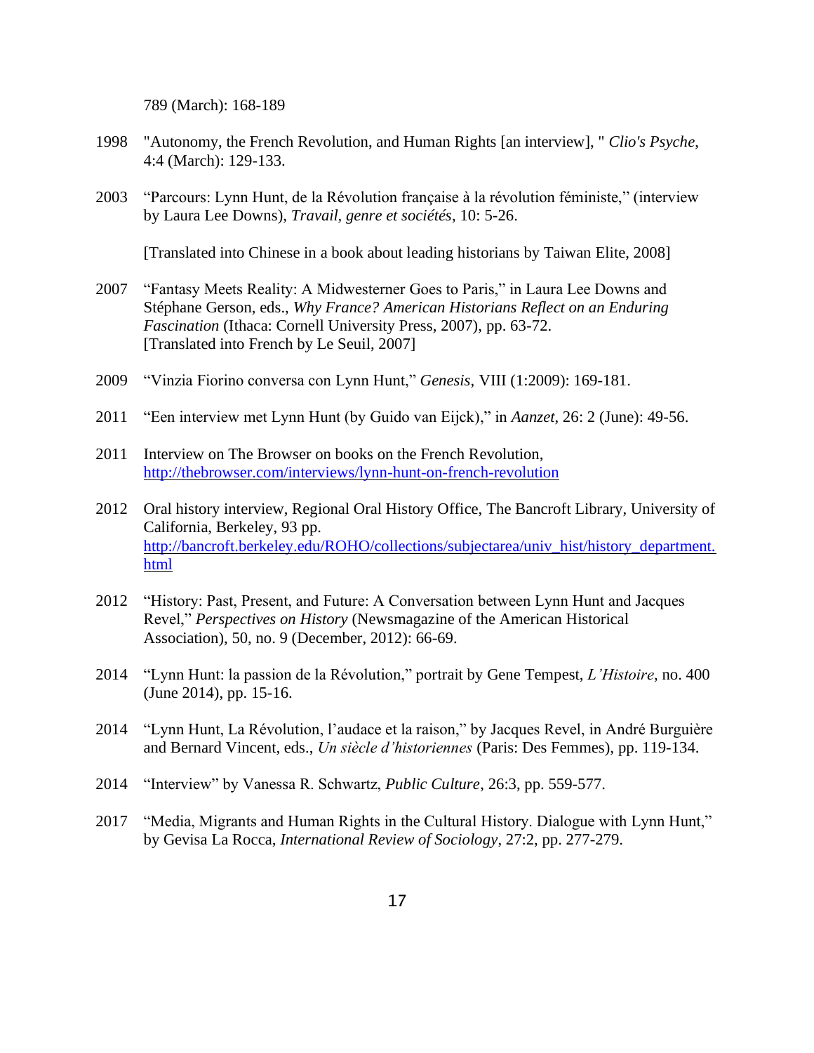789 (March): 168-189

1998 "Autonomy, the French Revolution, and Human Rights [an interview], " *Clio's Psyche*, 4:4 (March): 129-133.

2003 "Parcours: Lynn Hunt, de la Révolution française à la révolution féministe," (interview by Laura Lee Downs), *Travail, genre et sociétés*, 10: 5-26.

[Translated into Chinese in a book about leading historians by Taiwan Elite, 2008]

2007 "Fantasy Meets Reality: A Midwesterner Goes to Paris," in Laura Lee Downs and Stéphane Gerson, eds., *Why France? American Historians Reflect on an Enduring Fascination* (Ithaca: Cornell University Press, 2007), pp. 63-72. [Translated into French by Le Seuil, 2007]

2009 "Vinzia Fiorino conversa con Lynn Hunt," *Genesis*, VIII (1:2009): 169-181.

2011 "Een interview met Lynn Hunt (by Guido van Eijck)," in *Aanzet*, 26: 2 (June): 49-56.

2011 Interview on The Browser on books on the French Revolution, http://thebrowser.com/interviews/lynn-hunt-on-french-revolution

2012 Oral history interview, Regional Oral History Office, The Bancroft Library, University of California, Berkeley, 93 pp. http://bancroft.berkeley.edu/ROHO/collections/subjectarea/univ_hist/history_department.html

2012 "History: Past, Present, and Future: A Conversation between Lynn Hunt and Jacques Revel," *Perspectives on History* (Newsmagazine of the American Historical Association), 50, no. 9 (December, 2012): 66-69.

2014 "Lynn Hunt: la passion de la Révolution," portrait by Gene Tempest, *L'Histoire*, no. 400 (June 2014), pp. 15-16.

2014 "Lynn Hunt, La Révolution, l'audace et la raison," by Jacques Revel, in André Burguière and Bernard Vincent, eds., *Un siècle d'historiennes* (Paris: Des Femmes), pp. 119-134.

2014 "Interview" by Vanessa R. Schwartz, *Public Culture*, 26:3, pp. 559-577.

2017 "Media, Migrants and Human Rights in the Cultural History. Dialogue with Lynn Hunt," by Gevisa La Rocca, *International Review of Sociology*, 27:2, pp. 277-279.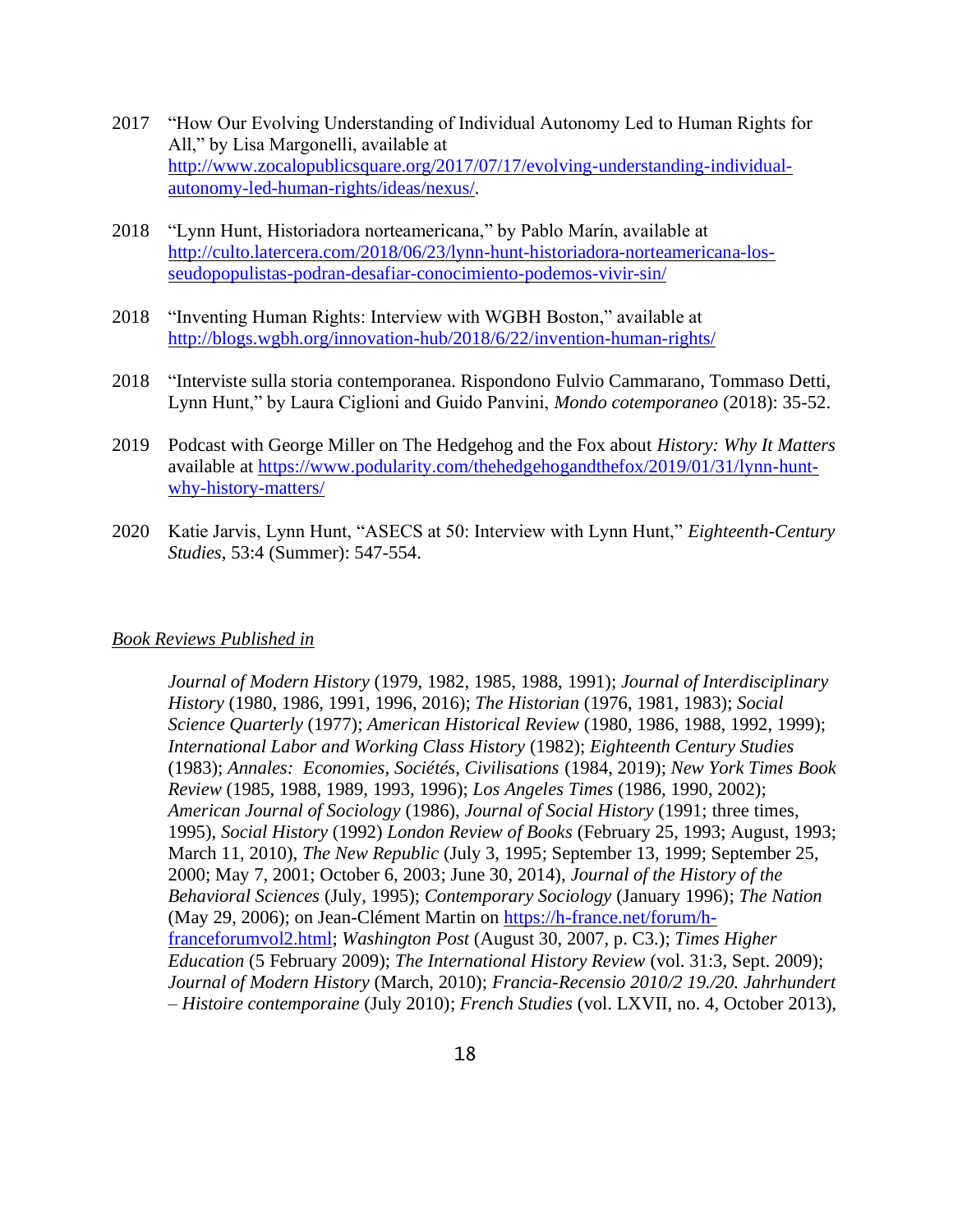2017 "How Our Evolving Understanding of Individual Autonomy Led to Human Rights for All," by Lisa Margonelli, available at [http://www.zocalopublicsquare.org/2017/07/17/evolving-understanding-individual-autonomy-led-human-rights/ideas/nexus/](http://www.zocalopublicsquare.org/2017/07/17/evolving-understanding-individual-autonomy-led-human-rights/ideas/nexus/).

2018 "Lynn Hunt, Historiadora norteamericana," by Pablo Marín, available at [http://culto.latercera.com/2018/06/23/lynn-hunt-historiadora-norteamericana-los-seudopopulistas-podran-desafiar-conocimiento-podemos-vivir-sin/](http://culto.latercera.com/2018/06/23/lynn-hunt-historiadora-norteamericana-los-seudopopulistas-podran-desafiar-conocimiento-podemos-vivir-sin/)

2018 "Inventing Human Rights: Interview with WGBH Boston," available at [http://blogs.wgbh.org/innovation-hub/2018/6/22/invention-human-rights/](http://blogs.wgbh.org/innovation-hub/2018/6/22/invention-human-rights/)

2018 "Interviste sulla storia contemporanea. Rispondono Fulvio Cammarano, Tommaso Detti, Lynn Hunt," by Laura Ciglioni and Guido Panvini, *Mondo cotemporaneo* (2018): 35-52.

2019 Podcast with George Miller on The Hedgehog and the Fox about *History: Why It Matters* available at [https://www.podularity.com/thehedgehogandthefox/2019/01/31/lynn-hunt-why-history-matters/](https://www.podularity.com/thehedgehogandthefox/2019/01/31/lynn-hunt-why-history-matters/)

2020 Katie Jarvis, Lynn Hunt, "ASECS at 50: Interview with Lynn Hunt," *Eighteenth-Century Studies*, 53:4 (Summer): 547-554.

*Book Reviews Published in*

*Journal of Modern History* (1979, 1982, 1985, 1988, 1991); *Journal of Interdisciplinary History* (1980, 1986, 1991, 1996, 2016); *The Historian* (1976, 1981, 1983); *Social Science Quarterly* (1977); *American Historical Review* (1980, 1986, 1988, 1992, 1999); *International Labor and Working Class History* (1982); *Eighteenth Century Studies* (1983); *Annales: Economies, Sociétés, Civilisations* (1984, 2019); *New York Times Book Review* (1985, 1988, 1989, 1993, 1996); *Los Angeles Times* (1986, 1990, 2002); *American Journal of Sociology* (1986), *Journal of Social History* (1991; three times, 1995), *Social History* (1992) *London Review of Books* (February 25, 1993; August, 1993; March 11, 2010), *The New Republic* (July 3, 1995; September 13, 1999; September 25, 2000; May 7, 2001; October 6, 2003; June 30, 2014), *Journal of the History of the Behavioral Sciences* (July, 1995); *Contemporary Sociology* (January 1996); *The Nation* (May 29, 2006); on Jean-Clément Martin on [https://h-france.net/forum/h-franceforumvol2.html](https://h-france.net/forum/h-franceforumvol2.html); *Washington Post* (August 30, 2007, p. C3.); *Times Higher Education* (5 February 2009); *The International History Review* (vol. 31:3, Sept. 2009); *Journal of Modern History* (March, 2010); *Francia-Recensio 2010/2 19./20. Jahrhundert – Histoire contemporaine* (July 2010); *French Studies* (vol. LXVII, no. 4, October 2013),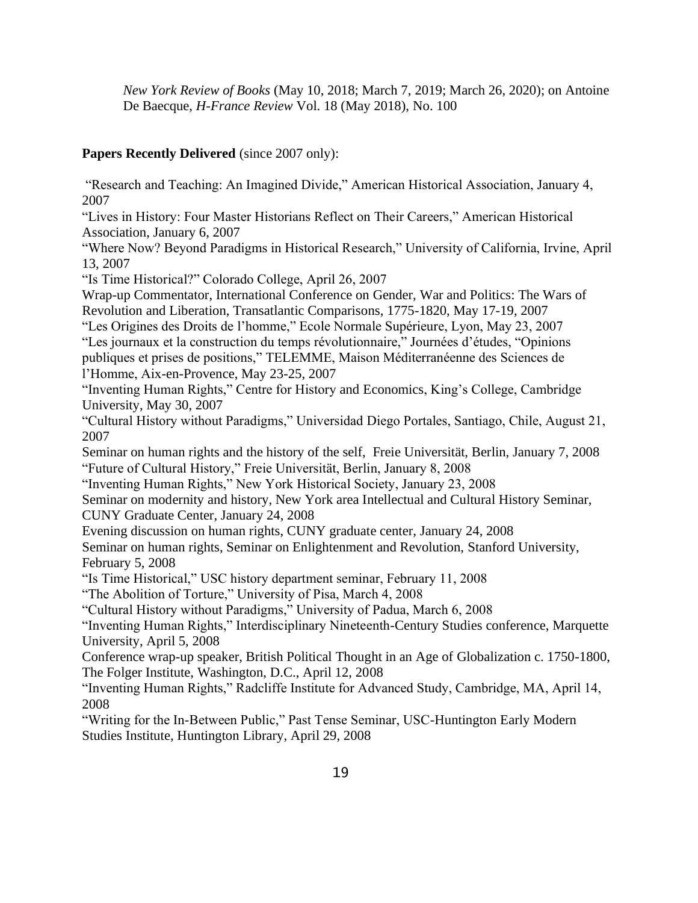*New York Review of Books* (May 10, 2018; March 7, 2019; March 26, 2020); on Antoine De Baecque, *H-France Review* Vol. 18 (May 2018), No. 100

**Papers Recently Delivered** (since 2007 only):

"Research and Teaching: An Imagined Divide," American Historical Association, January 4, 2007

"Lives in History: Four Master Historians Reflect on Their Careers," American Historical Association, January 6, 2007

"Where Now? Beyond Paradigms in Historical Research," University of California, Irvine, April 13, 2007

"Is Time Historical?" Colorado College, April 26, 2007

Wrap-up Commentator, International Conference on Gender, War and Politics: The Wars of Revolution and Liberation, Transatlantic Comparisons, 1775-1820, May 17-19, 2007

"Les Origines des Droits de l'homme," Ecole Normale Supérieure, Lyon, May 23, 2007

"Les journaux et la construction du temps révolutionnaire," Journées d'études, "Opinions publiques et prises de positions," TELEMME, Maison Méditerranéenne des Sciences de l'Homme, Aix-en-Provence, May 23-25, 2007

"Inventing Human Rights," Centre for History and Economics, King's College, Cambridge University, May 30, 2007

"Cultural History without Paradigms," Universidad Diego Portales, Santiago, Chile, August 21, 2007

Seminar on human rights and the history of the self, Freie Universität, Berlin, January 7, 2008

"Future of Cultural History," Freie Universität, Berlin, January 8, 2008

"Inventing Human Rights," New York Historical Society, January 23, 2008

Seminar on modernity and history, New York area Intellectual and Cultural History Seminar, CUNY Graduate Center, January 24, 2008

Evening discussion on human rights, CUNY graduate center, January 24, 2008

Seminar on human rights, Seminar on Enlightenment and Revolution, Stanford University, February 5, 2008

"Is Time Historical," USC history department seminar, February 11, 2008

"The Abolition of Torture," University of Pisa, March 4, 2008

"Cultural History without Paradigms," University of Padua, March 6, 2008

"Inventing Human Rights," Interdisciplinary Nineteenth-Century Studies conference, Marquette University, April 5, 2008

Conference wrap-up speaker, British Political Thought in an Age of Globalization c. 1750-1800, The Folger Institute, Washington, D.C., April 12, 2008

"Inventing Human Rights," Radcliffe Institute for Advanced Study, Cambridge, MA, April 14, 2008

"Writing for the In-Between Public," Past Tense Seminar, USC-Huntington Early Modern Studies Institute, Huntington Library, April 29, 2008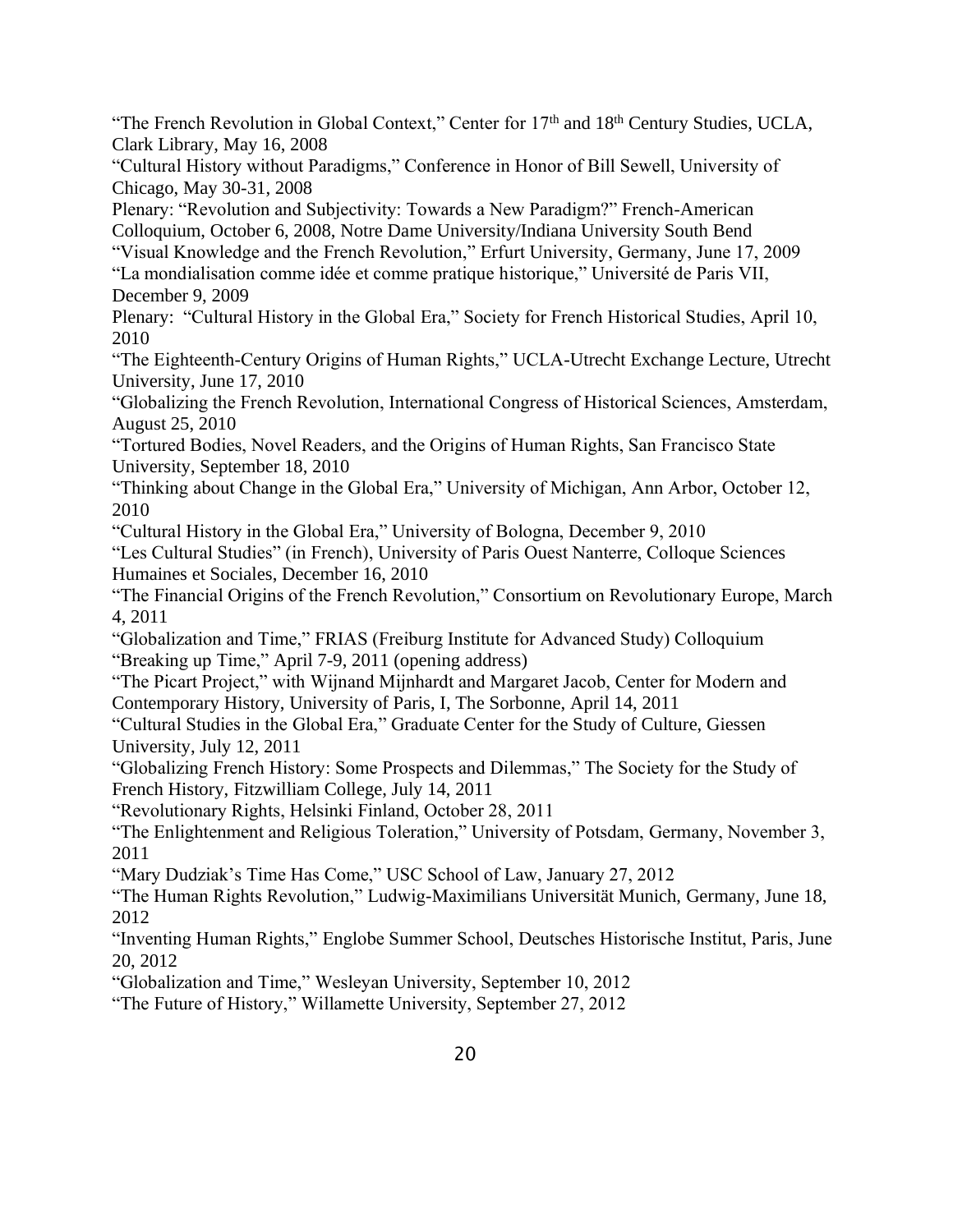"The French Revolution in Global Context," Center for 17th and 18th Century Studies, UCLA, Clark Library, May 16, 2008

"Cultural History without Paradigms," Conference in Honor of Bill Sewell, University of Chicago, May 30-31, 2008

Plenary: "Revolution and Subjectivity: Towards a New Paradigm?" French-American Colloquium, October 6, 2008, Notre Dame University/Indiana University South Bend

"Visual Knowledge and the French Revolution," Erfurt University, Germany, June 17, 2009

"La mondialisation comme idée et comme pratique historique," Université de Paris VII, December 9, 2009

Plenary: "Cultural History in the Global Era," Society for French Historical Studies, April 10, 2010

"The Eighteenth-Century Origins of Human Rights," UCLA-Utrecht Exchange Lecture, Utrecht University, June 17, 2010

"Globalizing the French Revolution, International Congress of Historical Sciences, Amsterdam, August 25, 2010

"Tortured Bodies, Novel Readers, and the Origins of Human Rights, San Francisco State University, September 18, 2010

"Thinking about Change in the Global Era," University of Michigan, Ann Arbor, October 12, 2010

"Cultural History in the Global Era," University of Bologna, December 9, 2010

"Les Cultural Studies" (in French), University of Paris Ouest Nanterre, Colloque Sciences Humaines et Sociales, December 16, 2010

"The Financial Origins of the French Revolution," Consortium on Revolutionary Europe, March 4, 2011

"Globalization and Time," FRIAS (Freiburg Institute for Advanced Study) Colloquium "Breaking up Time," April 7-9, 2011 (opening address)

"The Picart Project," with Wijnand Mijnhardt and Margaret Jacob, Center for Modern and Contemporary History, University of Paris, I, The Sorbonne, April 14, 2011

"Cultural Studies in the Global Era," Graduate Center for the Study of Culture, Giessen University, July 12, 2011

"Globalizing French History: Some Prospects and Dilemmas," The Society for the Study of French History, Fitzwilliam College, July 14, 2011

"Revolutionary Rights, Helsinki Finland, October 28, 2011

"The Enlightenment and Religious Toleration," University of Potsdam, Germany, November 3, 2011

"Mary Dudziak's Time Has Come," USC School of Law, January 27, 2012

"The Human Rights Revolution," Ludwig-Maximilians Universität Munich, Germany, June 18, 2012

"Inventing Human Rights," Englobe Summer School, Deutsches Historische Institut, Paris, June 20, 2012

"Globalization and Time," Wesleyan University, September 10, 2012

"The Future of History," Willamette University, September 27, 2012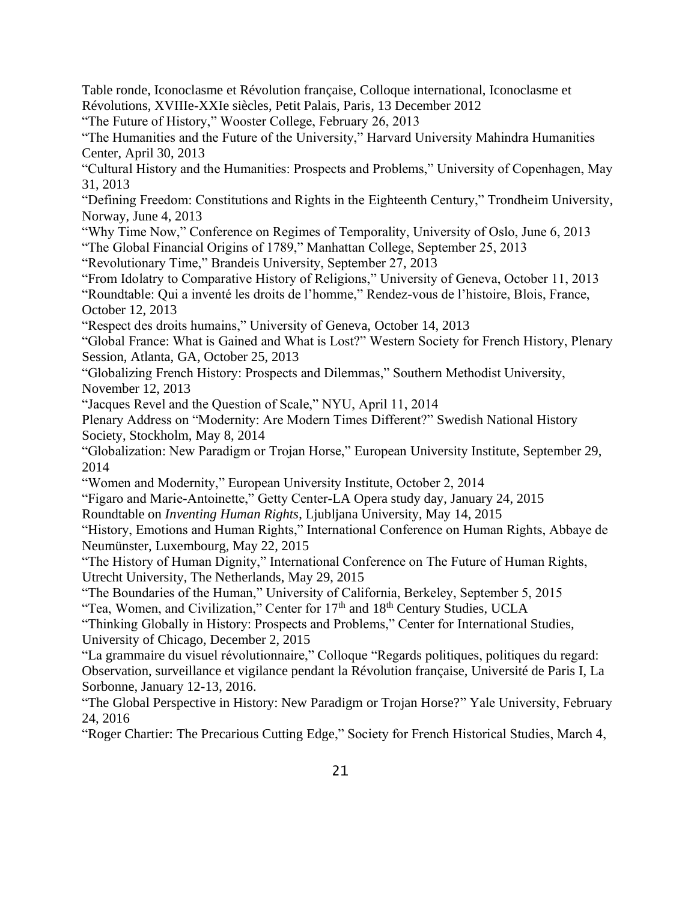Table ronde, Iconoclasme et Révolution française, Colloque international, Iconoclasme et Révolutions, XVIIIe-XXIe siècles, Petit Palais, Paris, 13 December 2012

"The Future of History," Wooster College, February 26, 2013

"The Humanities and the Future of the University," Harvard University Mahindra Humanities Center, April 30, 2013

"Cultural History and the Humanities: Prospects and Problems," University of Copenhagen, May 31, 2013

"Defining Freedom: Constitutions and Rights in the Eighteenth Century," Trondheim University, Norway, June 4, 2013

"Why Time Now," Conference on Regimes of Temporality, University of Oslo, June 6, 2013

"The Global Financial Origins of 1789," Manhattan College, September 25, 2013

"Revolutionary Time," Brandeis University, September 27, 2013

"From Idolatry to Comparative History of Religions," University of Geneva, October 11, 2013

"Roundtable: Qui a inventé les droits de l'homme," Rendez-vous de l'histoire, Blois, France, October 12, 2013

"Respect des droits humains," University of Geneva, October 14, 2013

"Global France: What is Gained and What is Lost?" Western Society for French History, Plenary Session, Atlanta, GA, October 25, 2013

"Globalizing French History: Prospects and Dilemmas," Southern Methodist University, November 12, 2013

"Jacques Revel and the Question of Scale," NYU, April 11, 2014

Plenary Address on "Modernity: Are Modern Times Different?" Swedish National History Society, Stockholm, May 8, 2014

"Globalization: New Paradigm or Trojan Horse," European University Institute, September 29, 2014

"Women and Modernity," European University Institute, October 2, 2014

"Figaro and Marie-Antoinette," Getty Center-LA Opera study day, January 24, 2015

Roundtable on *Inventing Human Rights*, Ljubljana University, May 14, 2015

"History, Emotions and Human Rights," International Conference on Human Rights, Abbaye de Neumünster, Luxembourg, May 22, 2015

"The History of Human Dignity," International Conference on The Future of Human Rights, Utrecht University, The Netherlands, May 29, 2015

"The Boundaries of the Human," University of California, Berkeley, September 5, 2015

"Tea, Women, and Civilization," Center for 17th and 18th Century Studies, UCLA

"Thinking Globally in History: Prospects and Problems," Center for International Studies, University of Chicago, December 2, 2015

"La grammaire du visuel révolutionnaire," Colloque "Regards politiques, politiques du regard: Observation, surveillance et vigilance pendant la Révolution française, Université de Paris I, La Sorbonne, January 12-13, 2016.

"The Global Perspective in History: New Paradigm or Trojan Horse?" Yale University, February 24, 2016

"Roger Chartier: The Precarious Cutting Edge," Society for French Historical Studies, March 4,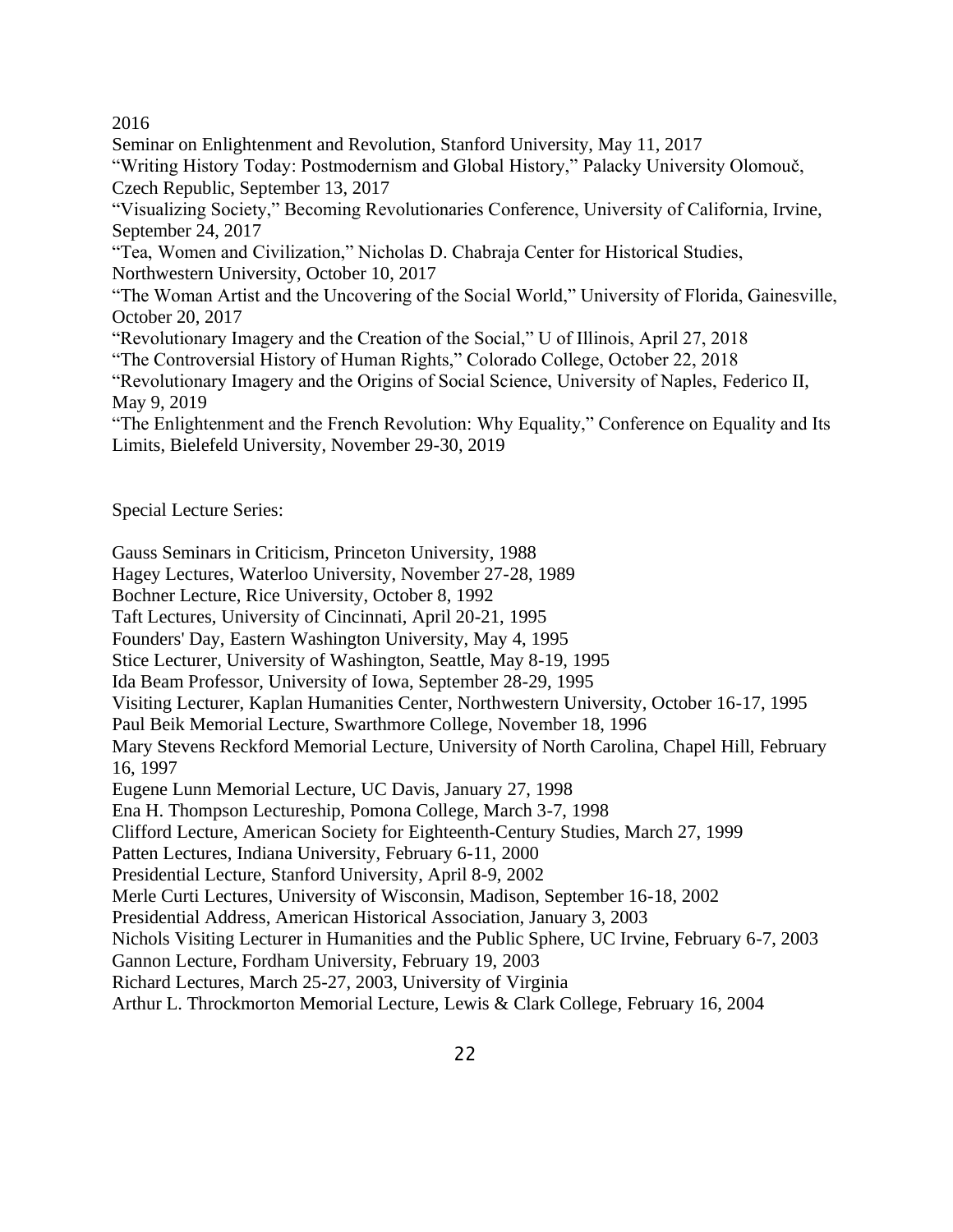2016

Seminar on Enlightenment and Revolution, Stanford University, May 11, 2017

"Writing History Today: Postmodernism and Global History," Palacky University Olomouč, Czech Republic, September 13, 2017

"Visualizing Society," Becoming Revolutionaries Conference, University of California, Irvine, September 24, 2017

"Tea, Women and Civilization," Nicholas D. Chabraja Center for Historical Studies, Northwestern University, October 10, 2017

"The Woman Artist and the Uncovering of the Social World," University of Florida, Gainesville, October 20, 2017

"Revolutionary Imagery and the Creation of the Social," U of Illinois, April 27, 2018

"The Controversial History of Human Rights," Colorado College, October 22, 2018

"Revolutionary Imagery and the Origins of Social Science, University of Naples, Federico II, May 9, 2019

"The Enlightenment and the French Revolution: Why Equality," Conference on Equality and Its Limits, Bielefeld University, November 29-30, 2019

Special Lecture Series:

Gauss Seminars in Criticism, Princeton University, 1988

Hagey Lectures, Waterloo University, November 27-28, 1989

Bochner Lecture, Rice University, October 8, 1992

Taft Lectures, University of Cincinnati, April 20-21, 1995

Founders' Day, Eastern Washington University, May 4, 1995

Stice Lecturer, University of Washington, Seattle, May 8-19, 1995

Ida Beam Professor, University of Iowa, September 28-29, 1995

Visiting Lecturer, Kaplan Humanities Center, Northwestern University, October 16-17, 1995

Paul Beik Memorial Lecture, Swarthmore College, November 18, 1996

Mary Stevens Reckford Memorial Lecture, University of North Carolina, Chapel Hill, February 16, 1997

Eugene Lunn Memorial Lecture, UC Davis, January 27, 1998

Ena H. Thompson Lectureship, Pomona College, March 3-7, 1998

Clifford Lecture, American Society for Eighteenth-Century Studies, March 27, 1999

Patten Lectures, Indiana University, February 6-11, 2000

Presidential Lecture, Stanford University, April 8-9, 2002

Merle Curti Lectures, University of Wisconsin, Madison, September 16-18, 2002

Presidential Address, American Historical Association, January 3, 2003

Nichols Visiting Lecturer in Humanities and the Public Sphere, UC Irvine, February 6-7, 2003

Gannon Lecture, Fordham University, February 19, 2003

Richard Lectures, March 25-27, 2003, University of Virginia

Arthur L. Throckmorton Memorial Lecture, Lewis & Clark College, February 16, 2004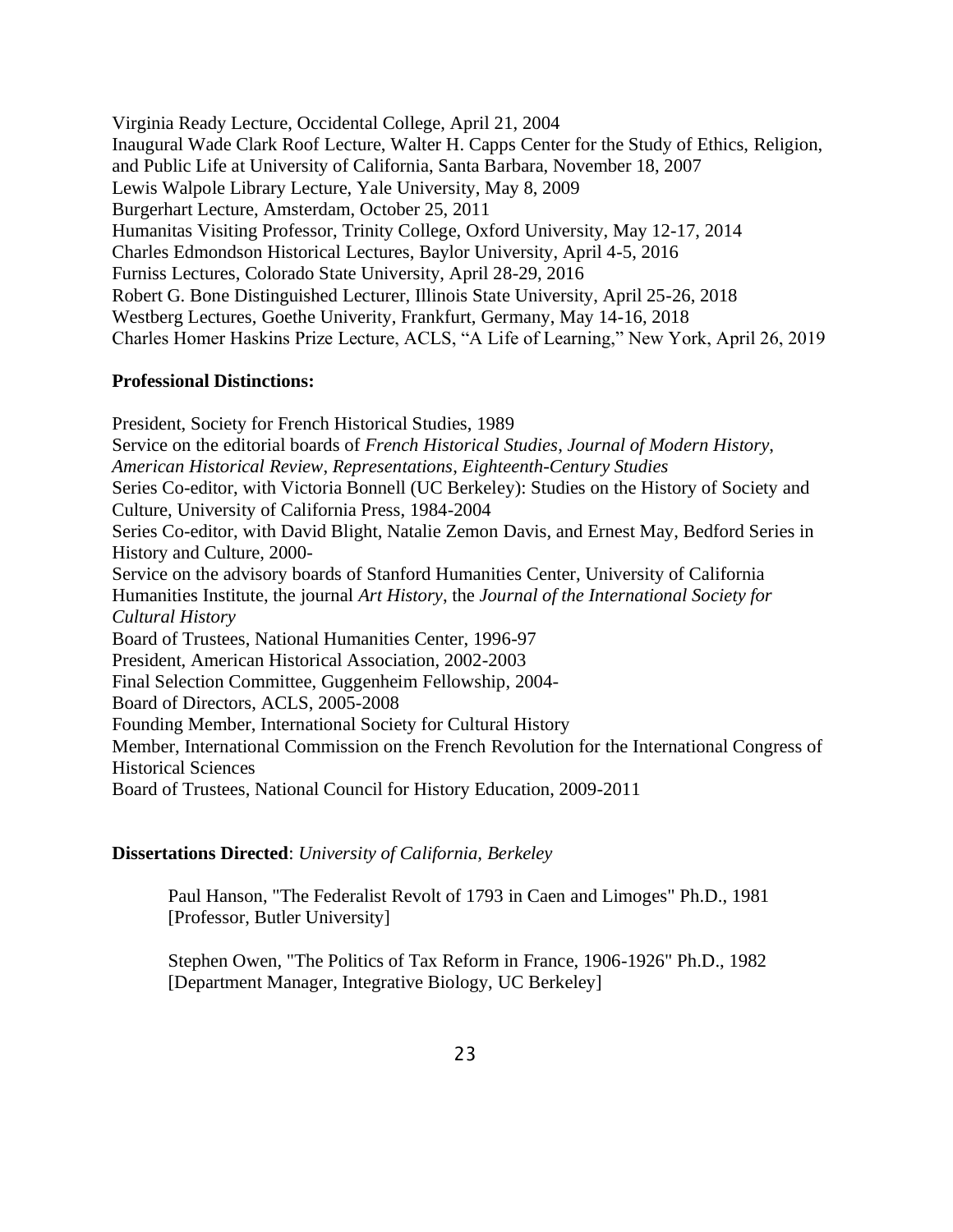Virginia Ready Lecture, Occidental College, April 21, 2004
Inaugural Wade Clark Roof Lecture, Walter H. Capps Center for the Study of Ethics, Religion, and Public Life at University of California, Santa Barbara, November 18, 2007
Lewis Walpole Library Lecture, Yale University, May 8, 2009
Burgerhart Lecture, Amsterdam, October 25, 2011
Humanitas Visiting Professor, Trinity College, Oxford University, May 12-17, 2014
Charles Edmondson Historical Lectures, Baylor University, April 4-5, 2016
Furniss Lectures, Colorado State University, April 28-29, 2016
Robert G. Bone Distinguished Lecturer, Illinois State University, April 25-26, 2018
Westberg Lectures, Goethe Univerity, Frankfurt, Germany, May 14-16, 2018
Charles Homer Haskins Prize Lecture, ACLS, "A Life of Learning," New York, April 26, 2019

**Professional Distinctions:**

President, Society for French Historical Studies, 1989
Service on the editorial boards of *French Historical Studies*, *Journal of Modern History*, *American Historical Review*, *Representations*, *Eighteenth-Century Studies*
Series Co-editor, with Victoria Bonnell (UC Berkeley): Studies on the History of Society and Culture, University of California Press, 1984-2004
Series Co-editor, with David Blight, Natalie Zemon Davis, and Ernest May, Bedford Series in History and Culture, 2000-
Service on the advisory boards of Stanford Humanities Center, University of California Humanities Institute, the journal *Art History*, the *Journal of the International Society for Cultural History*
Board of Trustees, National Humanities Center, 1996-97
President, American Historical Association, 2002-2003
Final Selection Committee, Guggenheim Fellowship, 2004-
Board of Directors, ACLS, 2005-2008
Founding Member, International Society for Cultural History
Member, International Commission on the French Revolution for the International Congress of Historical Sciences
Board of Trustees, National Council for History Education, 2009-2011

**Dissertations Directed**: *University of California, Berkeley*

Paul Hanson, "The Federalist Revolt of 1793 in Caen and Limoges" Ph.D., 1981 [Professor, Butler University]

Stephen Owen, "The Politics of Tax Reform in France, 1906-1926" Ph.D., 1982 [Department Manager, Integrative Biology, UC Berkeley]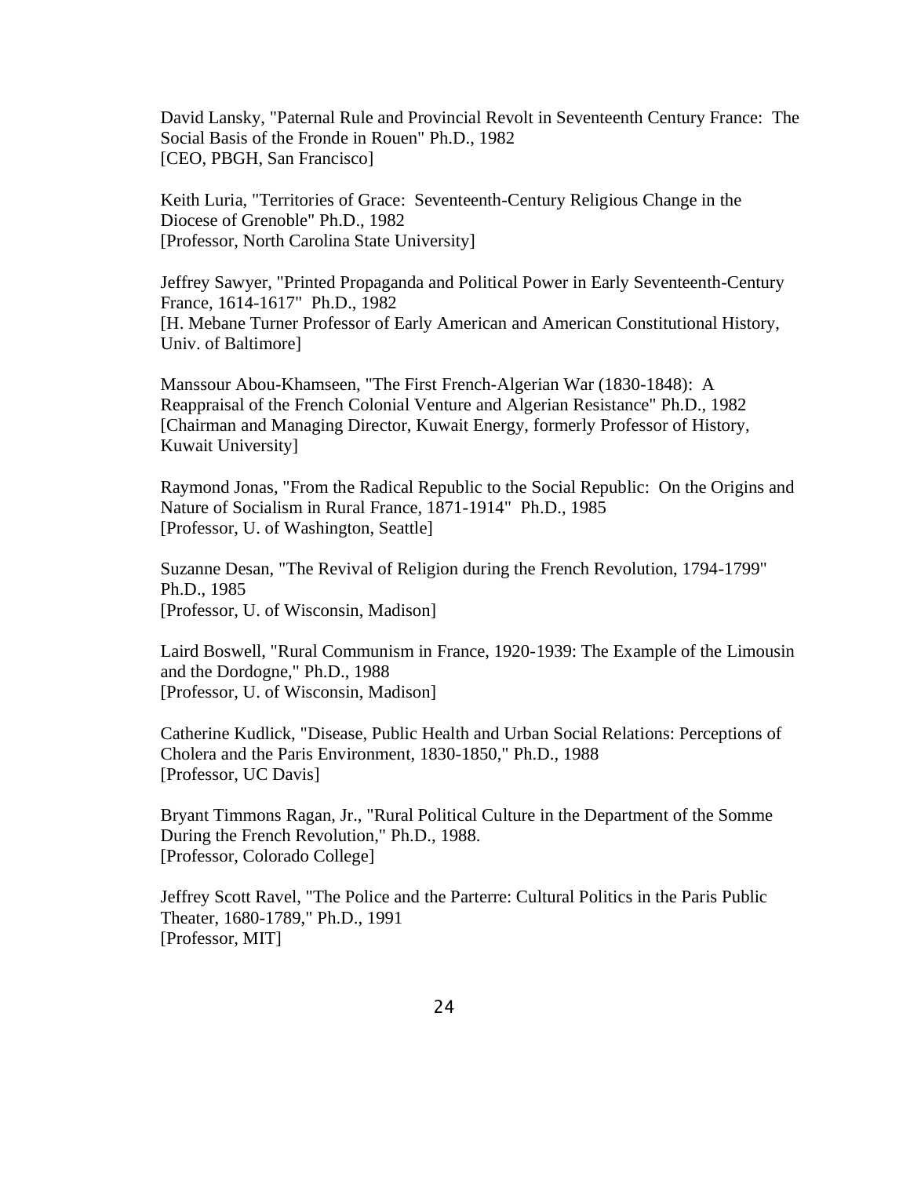David Lansky, "Paternal Rule and Provincial Revolt in Seventeenth Century France: The Social Basis of the Fronde in Rouen" Ph.D., 1982
[CEO, PBGH, San Francisco]

Keith Luria, "Territories of Grace: Seventeenth-Century Religious Change in the Diocese of Grenoble" Ph.D., 1982
[Professor, North Carolina State University]

Jeffrey Sawyer, "Printed Propaganda and Political Power in Early Seventeenth-Century France, 1614-1617" Ph.D., 1982
[H. Mebane Turner Professor of Early American and American Constitutional History, Univ. of Baltimore]

Manssour Abou-Khamseen, "The First French-Algerian War (1830-1848): A Reappraisal of the French Colonial Venture and Algerian Resistance" Ph.D., 1982
[Chairman and Managing Director, Kuwait Energy, formerly Professor of History, Kuwait University]

Raymond Jonas, "From the Radical Republic to the Social Republic: On the Origins and Nature of Socialism in Rural France, 1871-1914" Ph.D., 1985
[Professor, U. of Washington, Seattle]

Suzanne Desan, "The Revival of Religion during the French Revolution, 1794-1799" Ph.D., 1985
[Professor, U. of Wisconsin, Madison]

Laird Boswell, "Rural Communism in France, 1920-1939: The Example of the Limousin and the Dordogne," Ph.D., 1988
[Professor, U. of Wisconsin, Madison]

Catherine Kudlick, "Disease, Public Health and Urban Social Relations: Perceptions of Cholera and the Paris Environment, 1830-1850," Ph.D., 1988
[Professor, UC Davis]

Bryant Timmons Ragan, Jr., "Rural Political Culture in the Department of the Somme During the French Revolution," Ph.D., 1988.
[Professor, Colorado College]

Jeffrey Scott Ravel, "The Police and the Parterre: Cultural Politics in the Paris Public Theater, 1680-1789," Ph.D., 1991
[Professor, MIT]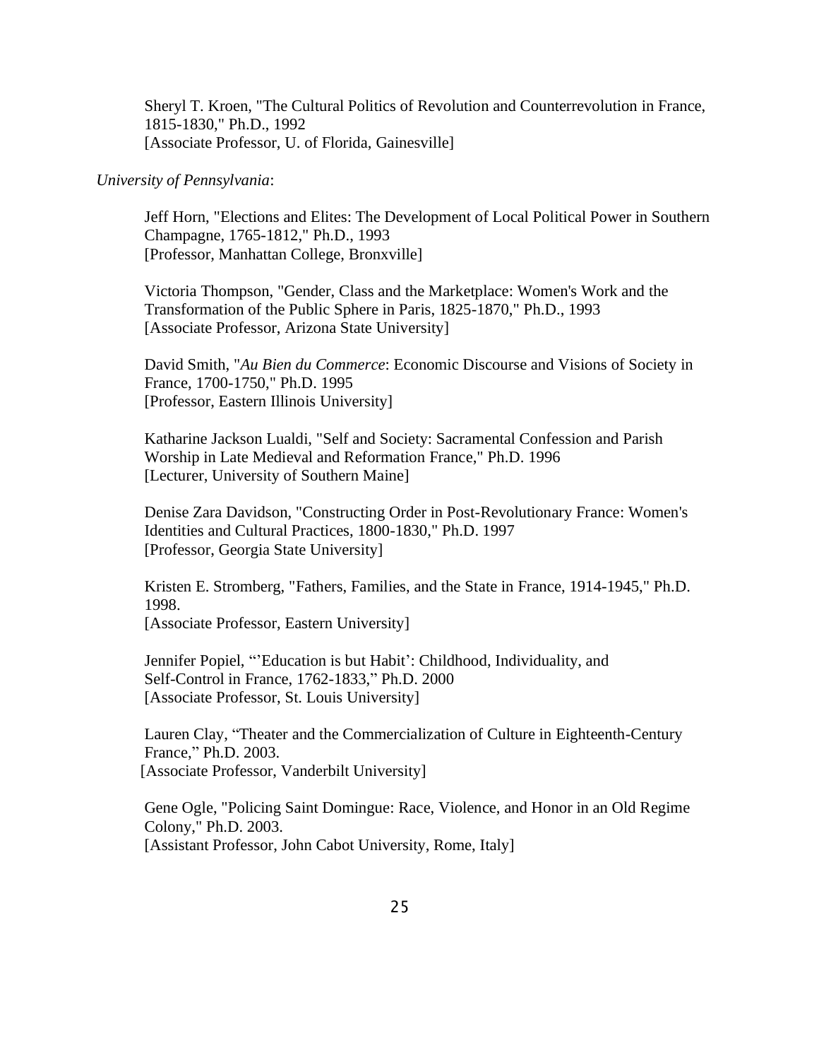Sheryl T. Kroen, "The Cultural Politics of Revolution and Counterrevolution in France, 1815-1830," Ph.D., 1992
[Associate Professor, U. of Florida, Gainesville]

*University of Pennsylvania*:

Jeff Horn, "Elections and Elites: The Development of Local Political Power in Southern Champagne, 1765-1812," Ph.D., 1993
[Professor, Manhattan College, Bronxville]

Victoria Thompson, "Gender, Class and the Marketplace: Women's Work and the Transformation of the Public Sphere in Paris, 1825-1870," Ph.D., 1993
[Associate Professor, Arizona State University]

David Smith, "*Au Bien du Commerce*: Economic Discourse and Visions of Society in France, 1700-1750," Ph.D. 1995
[Professor, Eastern Illinois University]

Katharine Jackson Lualdi, "Self and Society: Sacramental Confession and Parish Worship in Late Medieval and Reformation France," Ph.D. 1996
[Lecturer, University of Southern Maine]

Denise Zara Davidson, "Constructing Order in Post-Revolutionary France: Women's Identities and Cultural Practices, 1800-1830," Ph.D. 1997
[Professor, Georgia State University]

Kristen E. Stromberg, "Fathers, Families, and the State in France, 1914-1945," Ph.D. 1998.
[Associate Professor, Eastern University]

Jennifer Popiel, "'Education is but Habit': Childhood, Individuality, and Self-Control in France, 1762-1833," Ph.D. 2000
[Associate Professor, St. Louis University]

Lauren Clay, "Theater and the Commercialization of Culture in Eighteenth-Century France," Ph.D. 2003.
[Associate Professor, Vanderbilt University]

Gene Ogle, "Policing Saint Domingue: Race, Violence, and Honor in an Old Regime Colony," Ph.D. 2003.
[Assistant Professor, John Cabot University, Rome, Italy]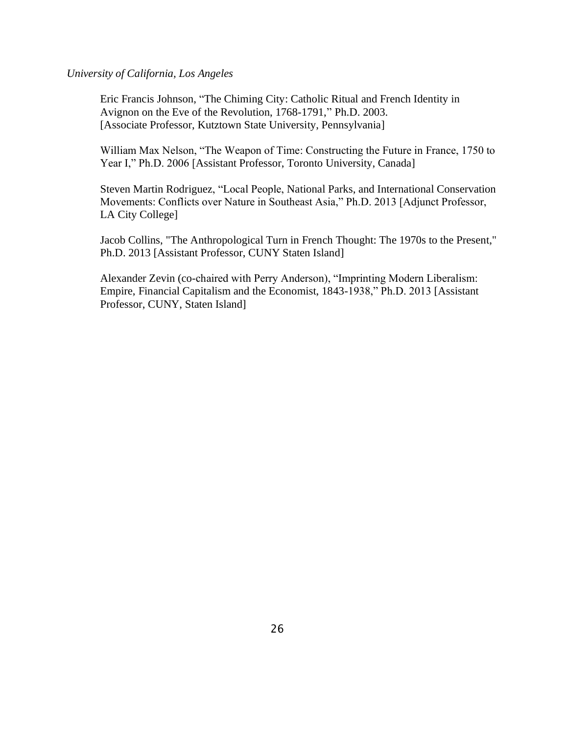*University of California, Los Angeles*

Eric Francis Johnson, "The Chiming City: Catholic Ritual and French Identity in Avignon on the Eve of the Revolution, 1768-1791," Ph.D. 2003. [Associate Professor, Kutztown State University, Pennsylvania]

William Max Nelson, "The Weapon of Time: Constructing the Future in France, 1750 to Year I," Ph.D. 2006 [Assistant Professor, Toronto University, Canada]

Steven Martin Rodriguez, "Local People, National Parks, and International Conservation Movements: Conflicts over Nature in Southeast Asia," Ph.D. 2013 [Adjunct Professor, LA City College]

Jacob Collins, "The Anthropological Turn in French Thought: The 1970s to the Present," Ph.D. 2013 [Assistant Professor, CUNY Staten Island]

Alexander Zevin (co-chaired with Perry Anderson), "Imprinting Modern Liberalism: Empire, Financial Capitalism and the Economist, 1843-1938," Ph.D. 2013 [Assistant Professor, CUNY, Staten Island]